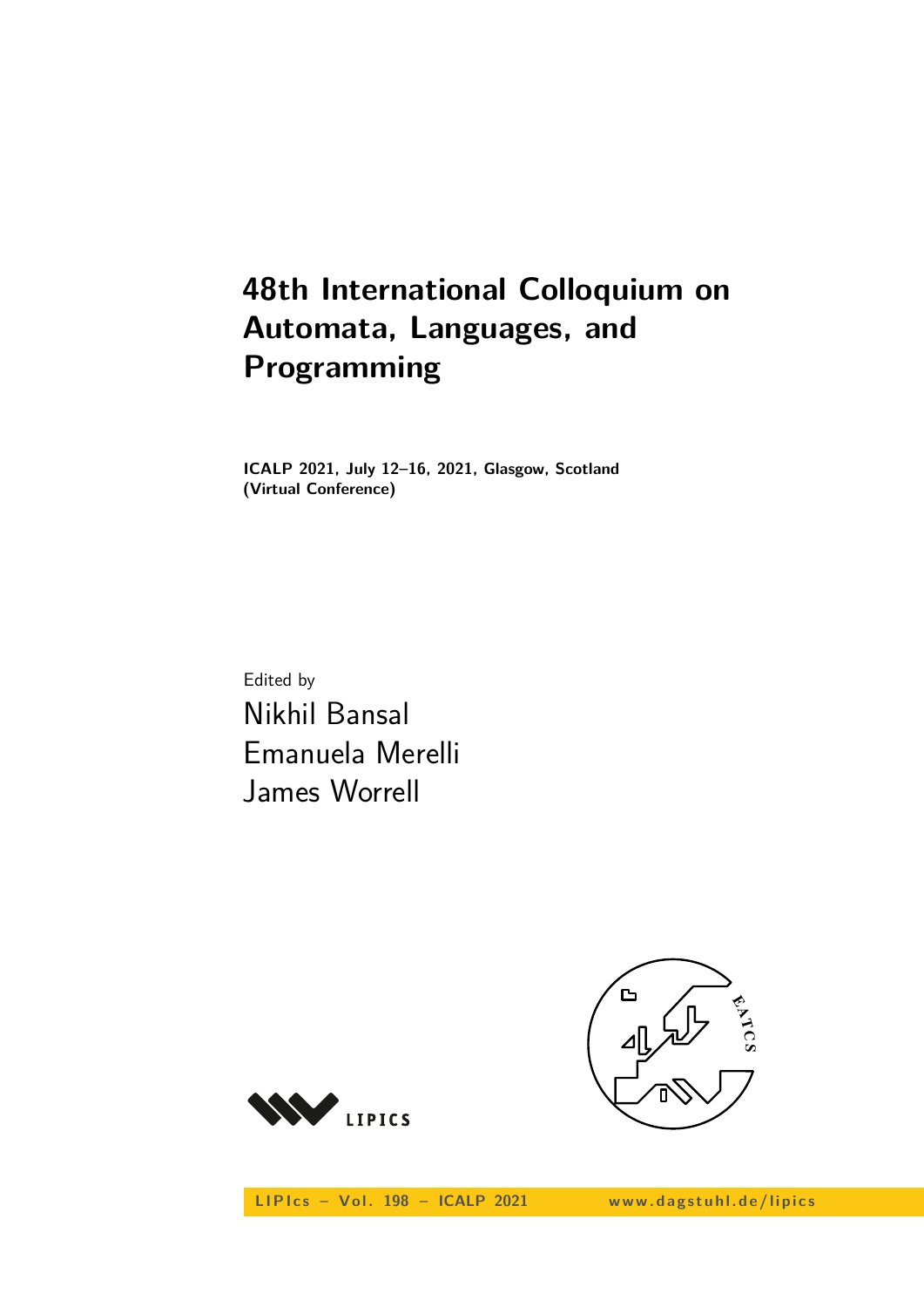# 48th International Colloquium on Automata, Languages, and Programming

**ICALP 2021, July 12–16, 2021, Glasgow, Scotland (Virtual Conference)**

Edited by

Nikhil Bansal
Emanuela Merelli
James Worrell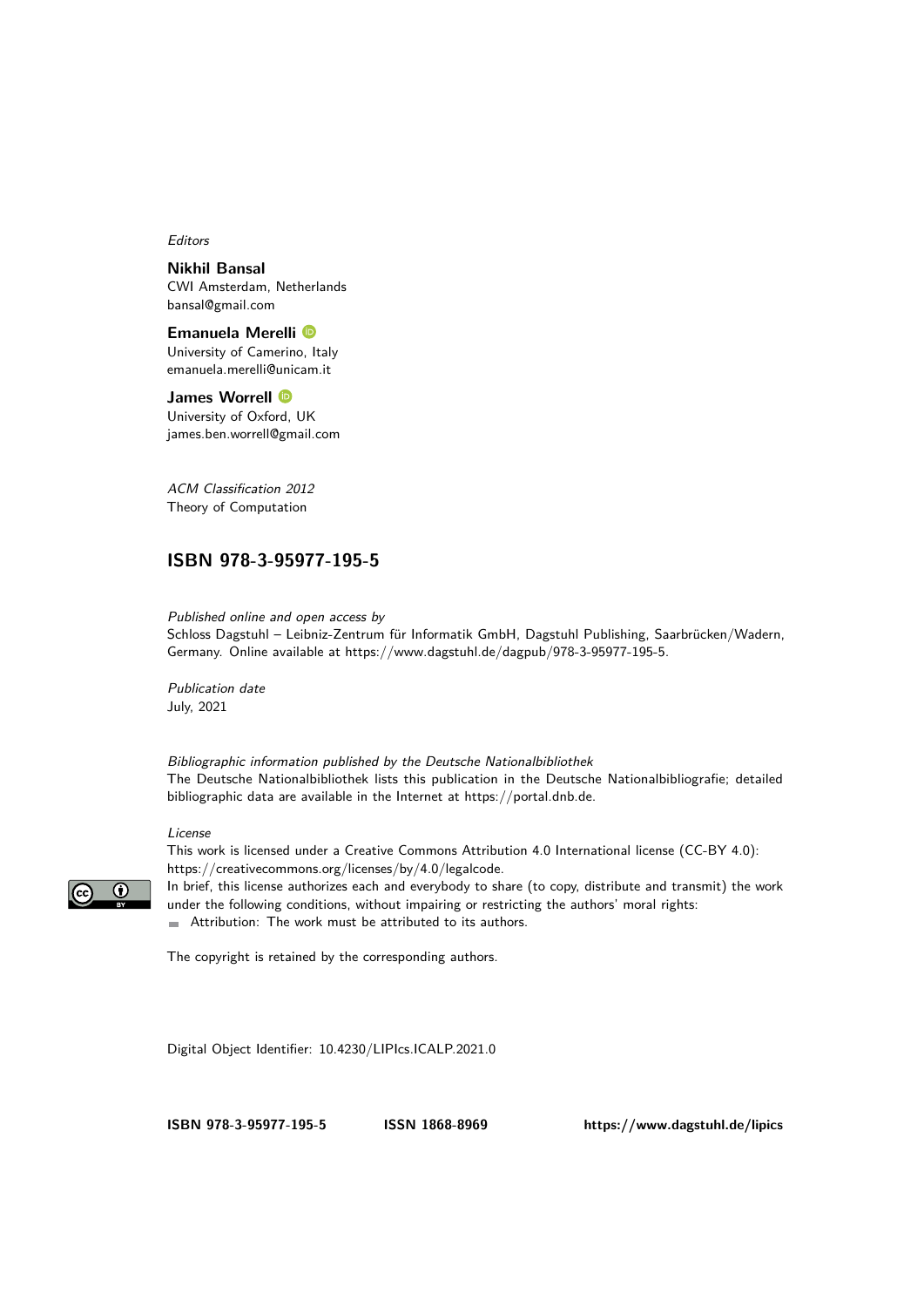*Editors*

**Nikhil Bansal**
CWI Amsterdam, Netherlands
bansal@gmail.com

**Emanuela Merelli**
University of Camerino, Italy
emanuela.merelli@unicam.it

**James Worrell**
University of Oxford, UK
james.ben.worrell@gmail.com

*ACM Classification 2012*
Theory of Computation

## ISBN 978-3-95977-195-5

*Published online and open access by*
Schloss Dagstuhl – Leibniz-Zentrum für Informatik GmbH, Dagstuhl Publishing, Saarbrücken/Wadern, Germany. Online available at https://www.dagstuhl.de/dagpub/978-3-95977-195-5.

*Publication date*
July, 2021

*Bibliographic information published by the Deutsche Nationalbibliothek*
The Deutsche Nationalbibliothek lists this publication in the Deutsche Nationalbibliografie; detailed bibliographic data are available in the Internet at https://portal.dnb.de.

*License*
This work is licensed under a Creative Commons Attribution 4.0 International license (CC-BY 4.0): https://creativecommons.org/licenses/by/4.0/legalcode.
In brief, this license authorizes each and everybody to share (to copy, distribute and transmit) the work under the following conditions, without impairing or restricting the authors' moral rights:

- Attribution: The work must be attributed to its authors.

The copyright is retained by the corresponding authors.

Digital Object Identifier: 10.4230/LIPIcs.ICALP.2021.0

**ISBN 978-3-95977-195-5** **ISSN 1868-8969** **https://www.dagstuhl.de/lipics**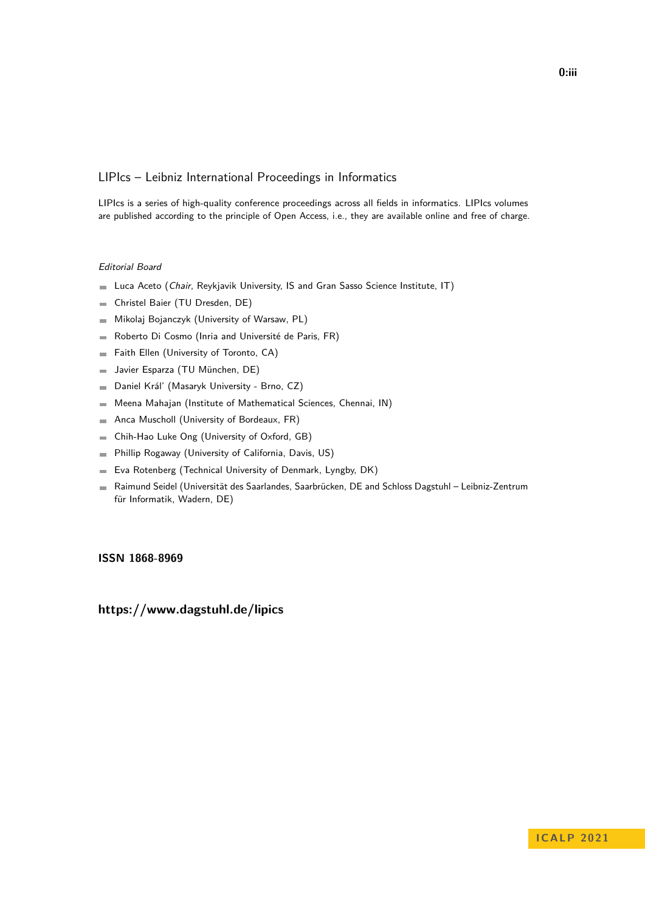# LIPIcs – Leibniz International Proceedings in Informatics

LIPIcs is a series of high-quality conference proceedings across all fields in informatics. LIPIcs volumes are published according to the principle of Open Access, i.e., they are available online and free of charge.

*Editorial Board*

- Luca Aceto (*Chair*, Reykjavik University, IS and Gran Sasso Science Institute, IT)
- Christel Baier (TU Dresden, DE)
- Mikolaj Bojanczyk (University of Warsaw, PL)
- Roberto Di Cosmo (Inria and Université de Paris, FR)
- Faith Ellen (University of Toronto, CA)
- Javier Esparza (TU München, DE)
- Daniel Král' (Masaryk University - Brno, CZ)
- Meena Mahajan (Institute of Mathematical Sciences, Chennai, IN)
- Anca Muscholl (University of Bordeaux, FR)
- Chih-Hao Luke Ong (University of Oxford, GB)
- Phillip Rogaway (University of California, Davis, US)
- Eva Rotenberg (Technical University of Denmark, Lyngby, DK)
- Raimund Seidel (Universität des Saarlandes, Saarbrücken, DE and Schloss Dagstuhl – Leibniz-Zentrum für Informatik, Wadern, DE)

**ISSN 1868-8969**

**https://www.dagstuhl.de/lipics**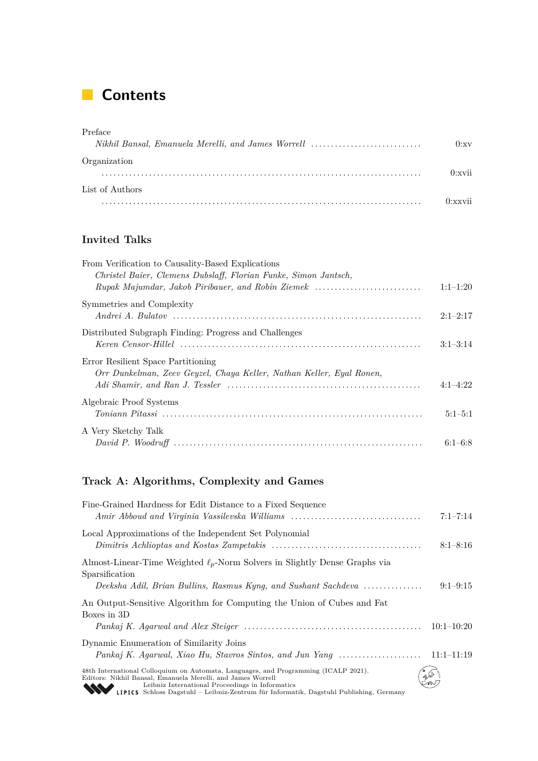# Contents

Preface
*Nikhil Bansal, Emanuela Merelli, and James Worrell* .......... 0:xv

Organization
.......... 0:xvii

List of Authors
.......... 0:xxvii

## Invited Talks

From Verification to Causality-Based Explications
*Christel Baier, Clemens Dubslaff, Florian Funke, Simon Jantsch, Rupak Majumdar, Jakob Piribauer, and Robin Ziemek* .......... 1:1–1:20

Symmetries and Complexity
*Andrei A. Bulatov* .......... 2:1–2:17

Distributed Subgraph Finding: Progress and Challenges
*Keren Censor-Hillel* .......... 3:1–3:14

Error Resilient Space Partitioning
*Orr Dunkelman, Zeev Geyzel, Chaya Keller, Nathan Keller, Eyal Ronen, Adi Shamir, and Ran J. Tessler* .......... 4:1–4:22

Algebraic Proof Systems
*Toniann Pitassi* .......... 5:1–5:1

A Very Sketchy Talk
*David P. Woodruff* .......... 6:1–6:8

## Track A: Algorithms, Complexity and Games

Fine-Grained Hardness for Edit Distance to a Fixed Sequence
*Amir Abboud and Virginia Vassilevska Williams* .......... 7:1–7:14

Local Approximations of the Independent Set Polynomial
*Dimitris Achlioptas and Kostas Zampetakis* .......... 8:1–8:16

Almost-Linear-Time Weighted $\ell_p$-Norm Solvers in Slightly Dense Graphs via Sparsification
*Deeksha Adil, Brian Bullins, Rasmus Kyng, and Sushant Sachdeva* .......... 9:1–9:15

An Output-Sensitive Algorithm for Computing the Union of Cubes and Fat Boxes in 3D
*Pankaj K. Agarwal and Alex Steiger* .......... 10:1–10:20

Dynamic Enumeration of Similarity Joins
*Pankaj K. Agarwal, Xiao Hu, Stavros Sintos, and Jun Yang* .......... 11:1–11:19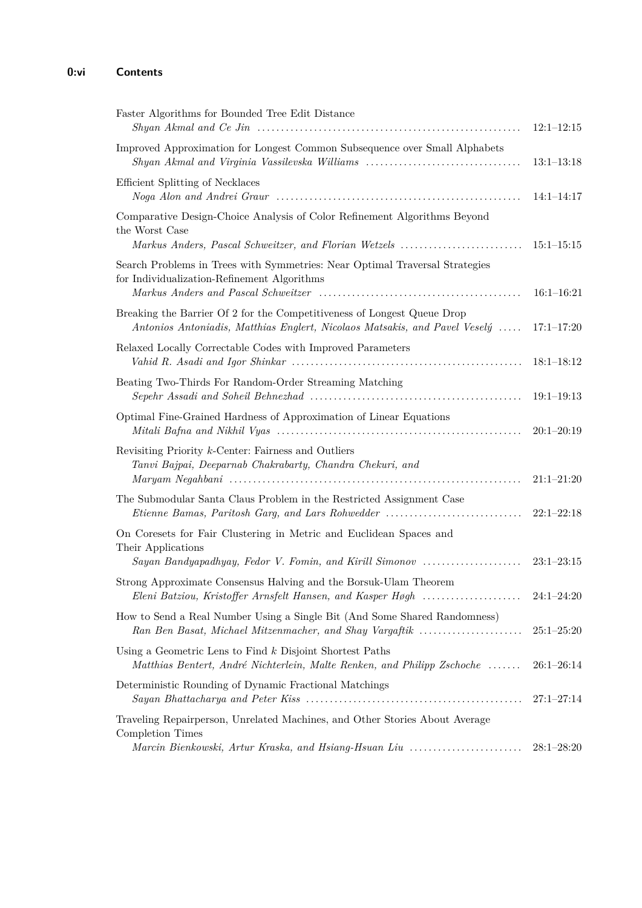Faster Algorithms for Bounded Tree Edit Distance
*Shyan Akmal and Ce Jin* ........ 12:1–12:15

Improved Approximation for Longest Common Subsequence over Small Alphabets
*Shyan Akmal and Virginia Vassilevska Williams* ........ 13:1–13:18

Efficient Splitting of Necklaces
*Noga Alon and Andrei Graur* ........ 14:1–14:17

Comparative Design-Choice Analysis of Color Refinement Algorithms Beyond the Worst Case
*Markus Anders, Pascal Schweitzer, and Florian Wetzels* ........ 15:1–15:15

Search Problems in Trees with Symmetries: Near Optimal Traversal Strategies for Individualization-Refinement Algorithms
*Markus Anders and Pascal Schweitzer* ........ 16:1–16:21

Breaking the Barrier Of 2 for the Competitiveness of Longest Queue Drop
*Antonios Antoniadis, Matthias Englert, Nicolaos Matsakis, and Pavel Veselý* ........ 17:1–17:20

Relaxed Locally Correctable Codes with Improved Parameters
*Vahid R. Asadi and Igor Shinkar* ........ 18:1–18:12

Beating Two-Thirds For Random-Order Streaming Matching
*Sepehr Assadi and Soheil Behnezhad* ........ 19:1–19:13

Optimal Fine-Grained Hardness of Approximation of Linear Equations
*Mitali Bafna and Nikhil Vyas* ........ 20:1–20:19

Revisiting Priority $k$-Center: Fairness and Outliers
*Tanvi Bajpai, Deeparnab Chakrabarty, Chandra Chekuri, and Maryam Negahbani* ........ 21:1–21:20

The Submodular Santa Claus Problem in the Restricted Assignment Case
*Etienne Bamas, Paritosh Garg, and Lars Rohwedder* ........ 22:1–22:18

On Coresets for Fair Clustering in Metric and Euclidean Spaces and Their Applications
*Sayan Bandyapadhyay, Fedor V. Fomin, and Kirill Simonov* ........ 23:1–23:15

Strong Approximate Consensus Halving and the Borsuk-Ulam Theorem
*Eleni Batziou, Kristoffer Arnsfelt Hansen, and Kasper Høgh* ........ 24:1–24:20

How to Send a Real Number Using a Single Bit (And Some Shared Randomness)
*Ran Ben Basat, Michael Mitzenmacher, and Shay Vargaftik* ........ 25:1–25:20

Using a Geometric Lens to Find $k$ Disjoint Shortest Paths
*Matthias Bentert, André Nichterlein, Malte Renken, and Philipp Zschoche* ........ 26:1–26:14

Deterministic Rounding of Dynamic Fractional Matchings
*Sayan Bhattacharya and Peter Kiss* ........ 27:1–27:14

Traveling Repairperson, Unrelated Machines, and Other Stories About Average Completion Times
*Marcin Bienkowski, Artur Kraska, and Hsiang-Hsuan Liu* ........ 28:1–28:20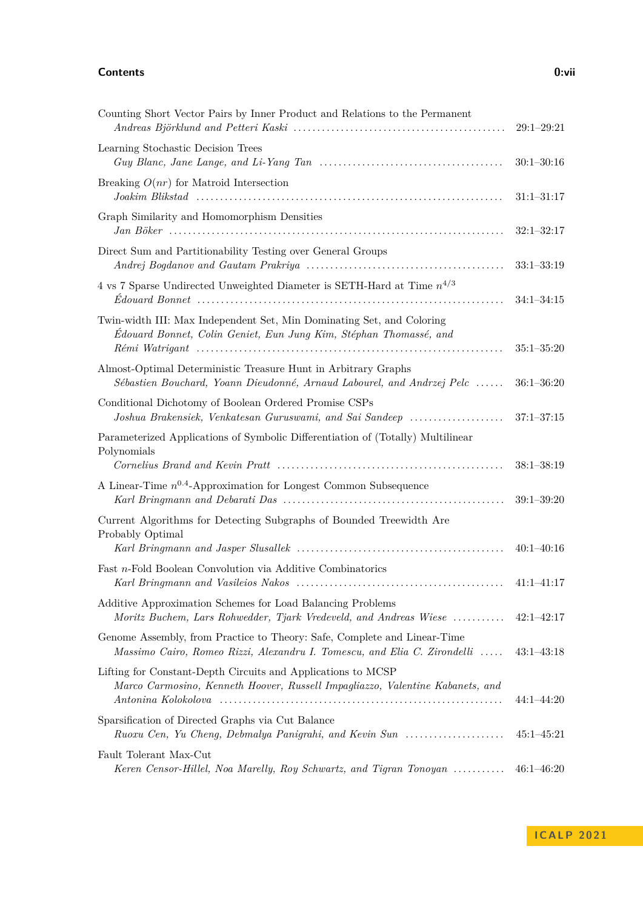Counting Short Vector Pairs by Inner Product and Relations to the Permanent
*Andreas Björklund and Petteri Kaski* ........ 29:1–29:21

Learning Stochastic Decision Trees
*Guy Blanc, Jane Lange, and Li-Yang Tan* ........ 30:1–30:16

Breaking $O(nr)$ for Matroid Intersection
*Joakim Blikstad* ........ 31:1–31:17

Graph Similarity and Homomorphism Densities
*Jan Böker* ........ 32:1–32:17

Direct Sum and Partitionability Testing over General Groups
*Andrej Bogdanov and Gautam Prakriya* ........ 33:1–33:19

4 vs 7 Sparse Undirected Unweighted Diameter is SETH-Hard at Time $n^{4/3}$
*Édouard Bonnet* ........ 34:1–34:15

Twin-width III: Max Independent Set, Min Dominating Set, and Coloring
*Édouard Bonnet, Colin Geniet, Eun Jung Kim, Stéphan Thomassé, and Rémi Watrigant* ........ 35:1–35:20

Almost-Optimal Deterministic Treasure Hunt in Arbitrary Graphs
*Sébastien Bouchard, Yoann Dieudonné, Arnaud Labourel, and Andrzej Pelc* ........ 36:1–36:20

Conditional Dichotomy of Boolean Ordered Promise CSPs
*Joshua Brakensiek, Venkatesan Guruswami, and Sai Sandeep* ........ 37:1–37:15

Parameterized Applications of Symbolic Differentiation of (Totally) Multilinear Polynomials
*Cornelius Brand and Kevin Pratt* ........ 38:1–38:19

A Linear-Time $n^{0.4}$-Approximation for Longest Common Subsequence
*Karl Bringmann and Debarati Das* ........ 39:1–39:20

Current Algorithms for Detecting Subgraphs of Bounded Treewidth Are Probably Optimal
*Karl Bringmann and Jasper Slusallek* ........ 40:1–40:16

Fast $n$-Fold Boolean Convolution via Additive Combinatorics
*Karl Bringmann and Vasileios Nakos* ........ 41:1–41:17

Additive Approximation Schemes for Load Balancing Problems
*Moritz Buchem, Lars Rohwedder, Tjark Vredeveld, and Andreas Wiese* ........ 42:1–42:17

Genome Assembly, from Practice to Theory: Safe, Complete and Linear-Time
*Massimo Cairo, Romeo Rizzi, Alexandru I. Tomescu, and Elia C. Zirondelli* ........ 43:1–43:18

Lifting for Constant-Depth Circuits and Applications to MCSP
*Marco Carmosino, Kenneth Hoover, Russell Impagliazzo, Valentine Kabanets, and Antonina Kolokolova* ........ 44:1–44:20

Sparsification of Directed Graphs via Cut Balance
*Ruoxu Cen, Yu Cheng, Debmalya Panigrahi, and Kevin Sun* ........ 45:1–45:21

Fault Tolerant Max-Cut
*Keren Censor-Hillel, Noa Marelly, Roy Schwartz, and Tigran Tonoyan* ........ 46:1–46:20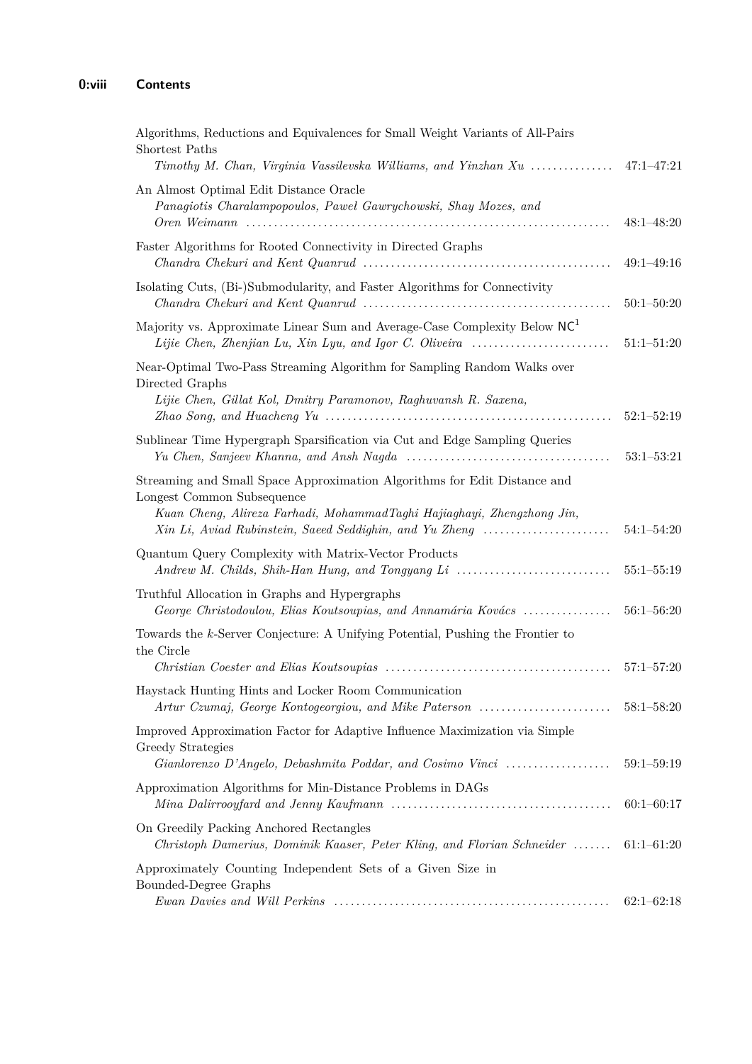Algorithms, Reductions and Equivalences for Small Weight Variants of All-Pairs Shortest Paths
*Timothy M. Chan, Virginia Vassilevska Williams, and Yinzhan Xu* ............... 47:1–47:21

An Almost Optimal Edit Distance Oracle
*Panagiotis Charalampopoulos, Paweł Gawrychowski, Shay Mozes, and Oren Weimann* ............... 48:1–48:20

Faster Algorithms for Rooted Connectivity in Directed Graphs
*Chandra Chekuri and Kent Quanrud* ............... 49:1–49:16

Isolating Cuts, (Bi-)Submodularity, and Faster Algorithms for Connectivity
*Chandra Chekuri and Kent Quanrud* ............... 50:1–50:20

Majority vs. Approximate Linear Sum and Average-Case Complexity Below $\mathsf{NC}^1$
*Lijie Chen, Zhenjian Lu, Xin Lyu, and Igor C. Oliveira* ............... 51:1–51:20

Near-Optimal Two-Pass Streaming Algorithm for Sampling Random Walks over Directed Graphs
*Lijie Chen, Gillat Kol, Dmitry Paramonov, Raghuvansh R. Saxena, Zhao Song, and Huacheng Yu* ............... 52:1–52:19

Sublinear Time Hypergraph Sparsification via Cut and Edge Sampling Queries
*Yu Chen, Sanjeev Khanna, and Ansh Nagda* ............... 53:1–53:21

Streaming and Small Space Approximation Algorithms for Edit Distance and Longest Common Subsequence
*Kuan Cheng, Alireza Farhadi, MohammadTaghi Hajiaghayi, Zhengzhong Jin, Xin Li, Aviad Rubinstein, Saeed Seddighin, and Yu Zheng* ............... 54:1–54:20

Quantum Query Complexity with Matrix-Vector Products
*Andrew M. Childs, Shih-Han Hung, and Tongyang Li* ............... 55:1–55:19

Truthful Allocation in Graphs and Hypergraphs
*George Christodoulou, Elias Koutsoupias, and Annamária Kovács* ............... 56:1–56:20

Towards the $k$-Server Conjecture: A Unifying Potential, Pushing the Frontier to the Circle
*Christian Coester and Elias Koutsoupias* ............... 57:1–57:20

Haystack Hunting Hints and Locker Room Communication
*Artur Czumaj, George Kontogeorgiou, and Mike Paterson* ............... 58:1–58:20

Improved Approximation Factor for Adaptive Influence Maximization via Simple Greedy Strategies
*Gianlorenzo D'Angelo, Debashmita Poddar, and Cosimo Vinci* ............... 59:1–59:19

Approximation Algorithms for Min-Distance Problems in DAGs
*Mina Dalirrooyfard and Jenny Kaufmann* ............... 60:1–60:17

On Greedily Packing Anchored Rectangles
*Christoph Damerius, Dominik Kaaser, Peter Kling, and Florian Schneider* ............... 61:1–61:20

Approximately Counting Independent Sets of a Given Size in Bounded-Degree Graphs
*Ewan Davies and Will Perkins* ............... 62:1–62:18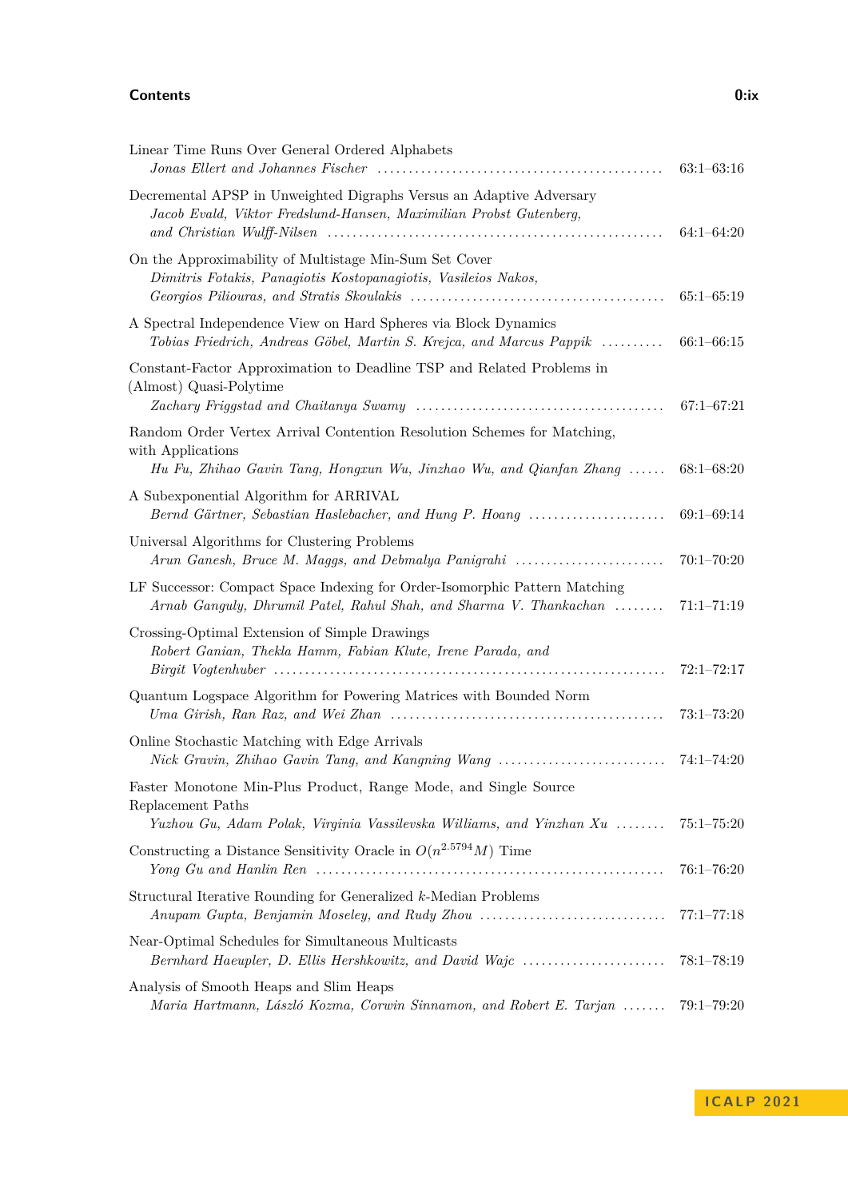Linear Time Runs Over General Ordered Alphabets
*Jonas Ellert and Johannes Fischer* ............ 63:1–63:16

Decremental APSP in Unweighted Digraphs Versus an Adaptive Adversary
*Jacob Evald, Viktor Fredslund-Hansen, Maximilian Probst Gutenberg, and Christian Wulff-Nilsen* ............ 64:1–64:20

On the Approximability of Multistage Min-Sum Set Cover
*Dimitris Fotakis, Panagiotis Kostopanagiotis, Vasileios Nakos, Georgios Piliouras, and Stratis Skoulakis* ............ 65:1–65:19

A Spectral Independence View on Hard Spheres via Block Dynamics
*Tobias Friedrich, Andreas Göbel, Martin S. Krejca, and Marcus Pappik* ............ 66:1–66:15

Constant-Factor Approximation to Deadline TSP and Related Problems in (Almost) Quasi-Polytime
*Zachary Friggstad and Chaitanya Swamy* ............ 67:1–67:21

Random Order Vertex Arrival Contention Resolution Schemes for Matching, with Applications
*Hu Fu, Zhihao Gavin Tang, Hongxun Wu, Jinzhao Wu, and Qianfan Zhang* ............ 68:1–68:20

A Subexponential Algorithm for ARRIVAL
*Bernd Gärtner, Sebastian Haslebacher, and Hung P. Hoang* ............ 69:1–69:14

Universal Algorithms for Clustering Problems
*Arun Ganesh, Bruce M. Maggs, and Debmalya Panigrahi* ............ 70:1–70:20

LF Successor: Compact Space Indexing for Order-Isomorphic Pattern Matching
*Arnab Ganguly, Dhrumil Patel, Rahul Shah, and Sharma V. Thankachan* ............ 71:1–71:19

Crossing-Optimal Extension of Simple Drawings
*Robert Ganian, Thekla Hamm, Fabian Klute, Irene Parada, and Birgit Vogtenhuber* ............ 72:1–72:17

Quantum Logspace Algorithm for Powering Matrices with Bounded Norm
*Uma Girish, Ran Raz, and Wei Zhan* ............ 73:1–73:20

Online Stochastic Matching with Edge Arrivals
*Nick Gravin, Zhihao Gavin Tang, and Kangning Wang* ............ 74:1–74:20

Faster Monotone Min-Plus Product, Range Mode, and Single Source Replacement Paths
*Yuzhou Gu, Adam Polak, Virginia Vassilevska Williams, and Yinzhan Xu* ............ 75:1–75:20

Constructing a Distance Sensitivity Oracle in $O(n^{2.5794}M)$ Time
*Yong Gu and Hanlin Ren* ............ 76:1–76:20

Structural Iterative Rounding for Generalized $k$-Median Problems
*Anupam Gupta, Benjamin Moseley, and Rudy Zhou* ............ 77:1–77:18

Near-Optimal Schedules for Simultaneous Multicasts
*Bernhard Haeupler, D. Ellis Hershkowitz, and David Wajc* ............ 78:1–78:19

Analysis of Smooth Heaps and Slim Heaps
*Maria Hartmann, László Kozma, Corwin Sinnamon, and Robert E. Tarjan* ............ 79:1–79:20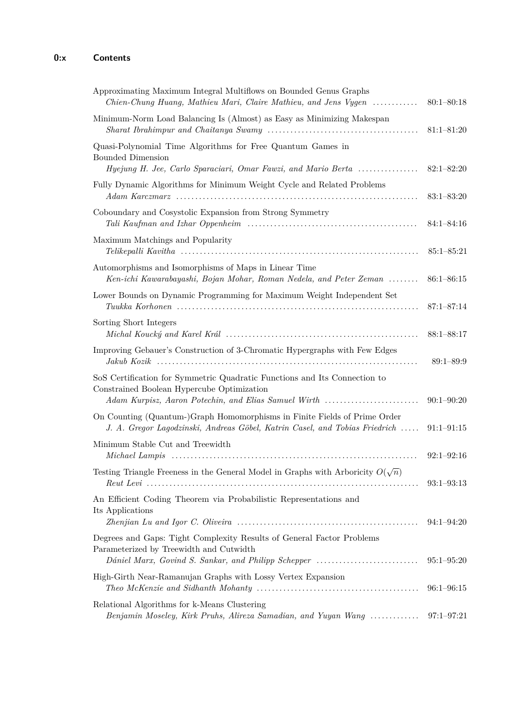Approximating Maximum Integral Multiflows on Bounded Genus Graphs
*Chien-Chung Huang, Mathieu Mari, Claire Mathieu, and Jens Vygen* ........... 80:1–80:18

Minimum-Norm Load Balancing Is (Almost) as Easy as Minimizing Makespan
*Sharat Ibrahimpur and Chaitanya Swamy* ........................................ 81:1–81:20

Quasi-Polynomial Time Algorithms for Free Quantum Games in Bounded Dimension
*Hyejung H. Jee, Carlo Sparaciari, Omar Fawzi, and Mario Berta* ................ 82:1–82:20

Fully Dynamic Algorithms for Minimum Weight Cycle and Related Problems
*Adam Karczmarz* ................................................................ 83:1–83:20

Coboundary and Cosystolic Expansion from Strong Symmetry
*Tali Kaufman and Izhar Oppenheim* ............................................ 84:1–84:16

Maximum Matchings and Popularity
*Telikepalli Kavitha* ............................................................ 85:1–85:21

Automorphisms and Isomorphisms of Maps in Linear Time
*Ken-ichi Kawarabayashi, Bojan Mohar, Roman Nedela, and Peter Zeman* ........ 86:1–86:15

Lower Bounds on Dynamic Programming for Maximum Weight Independent Set
*Tuukka Korhonen* ............................................................... 87:1–87:14

Sorting Short Integers
*Michal Koucký and Karel Král* .................................................. 88:1–88:17

Improving Gebauer's Construction of 3-Chromatic Hypergraphs with Few Edges
*Jakub Kozik* .................................................................... 89:1–89:9

SoS Certification for Symmetric Quadratic Functions and Its Connection to Constrained Boolean Hypercube Optimization
*Adam Kurpisz, Aaron Potechin, and Elias Samuel Wirth* ......................... 90:1–90:20

On Counting (Quantum-)Graph Homomorphisms in Finite Fields of Prime Order
*J. A. Gregor Lagodzinski, Andreas Göbel, Katrin Casel, and Tobias Friedrich* ..... 91:1–91:15

Minimum Stable Cut and Treewidth
*Michael Lampis* ................................................................. 92:1–92:16

Testing Triangle Freeness in the General Model in Graphs with Arboricity $O(\sqrt{n})$
*Reut Levi* ...................................................................... 93:1–93:13

An Efficient Coding Theorem via Probabilistic Representations and Its Applications
*Zhenjian Lu and Igor C. Oliveira* .............................................. 94:1–94:20

Degrees and Gaps: Tight Complexity Results of General Factor Problems Parameterized by Treewidth and Cutwidth
*Dániel Marx, Govind S. Sankar, and Philipp Schepper* .......................... 95:1–95:20

High-Girth Near-Ramanujan Graphs with Lossy Vertex Expansion
*Theo McKenzie and Sidhanth Mohanty* .......................................... 96:1–96:15

Relational Algorithms for k-Means Clustering
*Benjamin Moseley, Kirk Pruhs, Alireza Samadian, and Yuyan Wang* ............. 97:1–97:21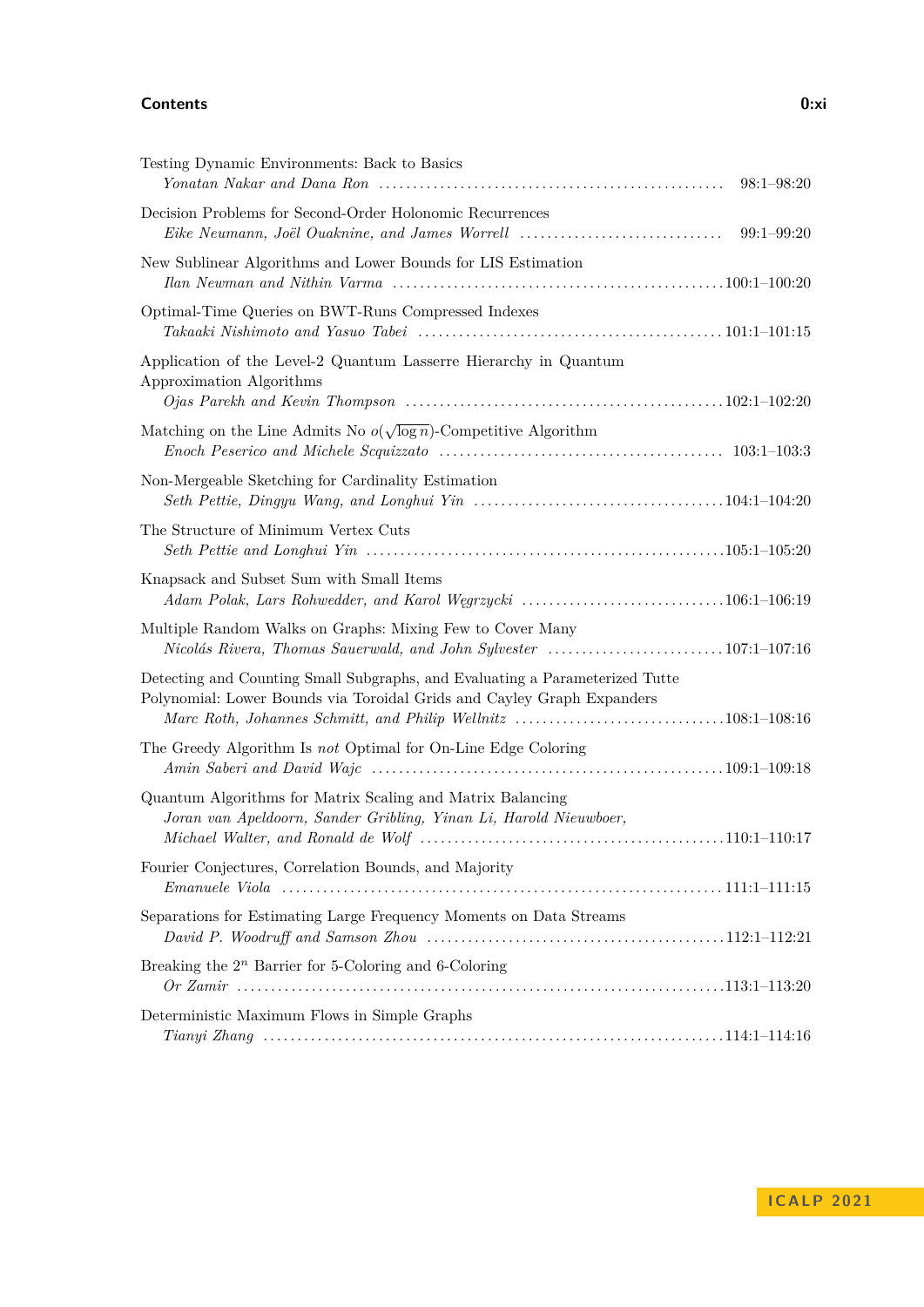Testing Dynamic Environments: Back to Basics
*Yonatan Nakar and Dana Ron* .......... 98:1–98:20

Decision Problems for Second-Order Holonomic Recurrences
*Eike Neumann, Joël Ouaknine, and James Worrell* .......... 99:1–99:20

New Sublinear Algorithms and Lower Bounds for LIS Estimation
*Ilan Newman and Nithin Varma* .......... 100:1–100:20

Optimal-Time Queries on BWT-Runs Compressed Indexes
*Takaaki Nishimoto and Yasuo Tabei* .......... 101:1–101:15

Application of the Level-2 Quantum Lasserre Hierarchy in Quantum Approximation Algorithms
*Ojas Parekh and Kevin Thompson* .......... 102:1–102:20

Matching on the Line Admits No $o(\sqrt{\log n})$-Competitive Algorithm
*Enoch Peserico and Michele Scquizzato* .......... 103:1–103:3

Non-Mergeable Sketching for Cardinality Estimation
*Seth Pettie, Dingyu Wang, and Longhui Yin* .......... 104:1–104:20

The Structure of Minimum Vertex Cuts
*Seth Pettie and Longhui Yin* .......... 105:1–105:20

Knapsack and Subset Sum with Small Items
*Adam Polak, Lars Rohwedder, and Karol Węgrzycki* .......... 106:1–106:19

Multiple Random Walks on Graphs: Mixing Few to Cover Many
*Nicolás Rivera, Thomas Sauerwald, and John Sylvester* .......... 107:1–107:16

Detecting and Counting Small Subgraphs, and Evaluating a Parameterized Tutte Polynomial: Lower Bounds via Toroidal Grids and Cayley Graph Expanders
*Marc Roth, Johannes Schmitt, and Philip Wellnitz* .......... 108:1–108:16

The Greedy Algorithm Is *not* Optimal for On-Line Edge Coloring
*Amin Saberi and David Wajc* .......... 109:1–109:18

Quantum Algorithms for Matrix Scaling and Matrix Balancing
*Joran van Apeldoorn, Sander Gribling, Yinan Li, Harold Nieuwboer, Michael Walter, and Ronald de Wolf* .......... 110:1–110:17

Fourier Conjectures, Correlation Bounds, and Majority
*Emanuele Viola* .......... 111:1–111:15

Separations for Estimating Large Frequency Moments on Data Streams
*David P. Woodruff and Samson Zhou* .......... 112:1–112:21

Breaking the $2^n$ Barrier for 5-Coloring and 6-Coloring
*Or Zamir* .......... 113:1–113:20

Deterministic Maximum Flows in Simple Graphs
*Tianyi Zhang* .......... 114:1–114:16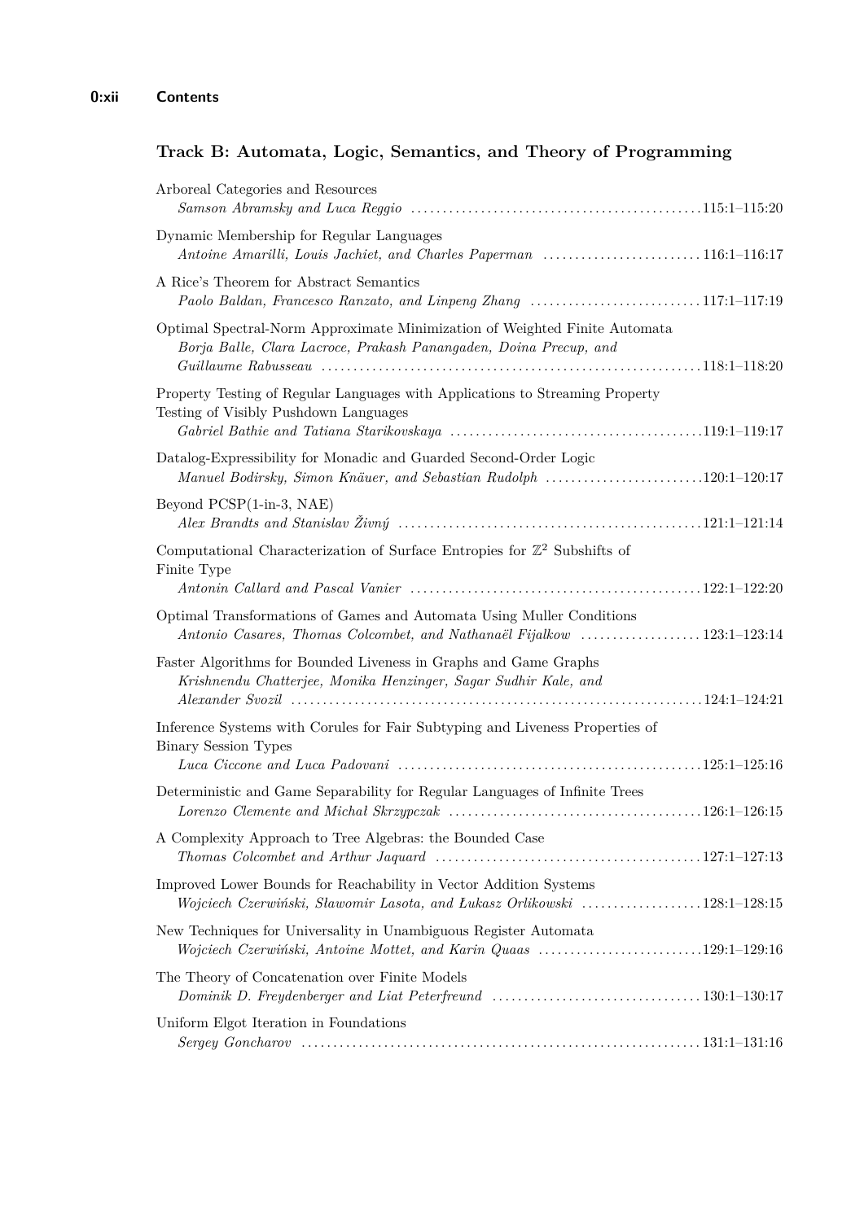## Track B: Automata, Logic, Semantics, and Theory of Programming

Arboreal Categories and Resources
*Samson Abramsky and Luca Reggio* ............................................. 115:1–115:20

Dynamic Membership for Regular Languages
*Antoine Amarilli, Louis Jachiet, and Charles Paperman* ......................... 116:1–116:17

A Rice's Theorem for Abstract Semantics
*Paolo Baldan, Francesco Ranzato, and Linpeng Zhang* ........................... 117:1–117:19

Optimal Spectral-Norm Approximate Minimization of Weighted Finite Automata
*Borja Balle, Clara Lacroce, Prakash Panangaden, Doina Precup, and Guillaume Rabusseau* ............................................................ 118:1–118:20

Property Testing of Regular Languages with Applications to Streaming Property Testing of Visibly Pushdown Languages
*Gabriel Bathie and Tatiana Starikovskaya* ........................................ 119:1–119:17

Datalog-Expressibility for Monadic and Guarded Second-Order Logic
*Manuel Bodirsky, Simon Knäuer, and Sebastian Rudolph* ......................... 120:1–120:17

Beyond PCSP(1-in-3, NAE)
*Alex Brandts and Stanislav Živný* ................................................ 121:1–121:14

Computational Characterization of Surface Entropies for $\mathbb{Z}^2$ Subshifts of Finite Type
*Antonin Callard and Pascal Vanier* .............................................. 122:1–122:20

Optimal Transformations of Games and Automata Using Muller Conditions
*Antonio Casares, Thomas Colcombet, and Nathanaël Fijalkow* ................... 123:1–123:14

Faster Algorithms for Bounded Liveness in Graphs and Game Graphs
*Krishnendu Chatterjee, Monika Henzinger, Sagar Sudhir Kale, and Alexander Svozil* ................................................................ 124:1–124:21

Inference Systems with Corules for Fair Subtyping and Liveness Properties of Binary Session Types
*Luca Ciccone and Luca Padovani* ................................................ 125:1–125:16

Deterministic and Game Separability for Regular Languages of Infinite Trees
*Lorenzo Clemente and Michał Skrzypczak* ........................................ 126:1–126:15

A Complexity Approach to Tree Algebras: the Bounded Case
*Thomas Colcombet and Arthur Jaquard* .......................................... 127:1–127:13

Improved Lower Bounds for Reachability in Vector Addition Systems
*Wojciech Czerwiński, Sławomir Lasota, and Łukasz Orlikowski* ................... 128:1–128:15

New Techniques for Universality in Unambiguous Register Automata
*Wojciech Czerwiński, Antoine Mottet, and Karin Quaas* .......................... 129:1–129:16

The Theory of Concatenation over Finite Models
*Dominik D. Freydenberger and Liat Peterfreund* ................................. 130:1–130:17

Uniform Elgot Iteration in Foundations
*Sergey Goncharov* ............................................................... 131:1–131:16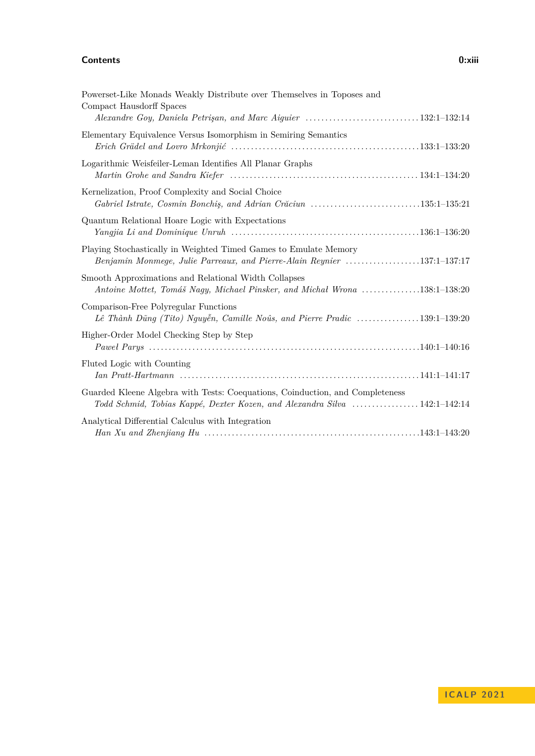Powerset-Like Monads Weakly Distribute over Themselves in Toposes and Compact Hausdorff Spaces
*Alexandre Goy, Daniela Petrişan, and Marc Aiguier* ............................. 132:1–132:14

Elementary Equivalence Versus Isomorphism in Semiring Semantics
*Erich Grädel and Lovro Mrkonjić* ................................................ 133:1–133:20

Logarithmic Weisfeiler-Leman Identifies All Planar Graphs
*Martin Grohe and Sandra Kiefer* ................................................ 134:1–134:20

Kernelization, Proof Complexity and Social Choice
*Gabriel Istrate, Cosmin Bonchiş, and Adrian Crăciun* ............................ 135:1–135:21

Quantum Relational Hoare Logic with Expectations
*Yangjia Li and Dominique Unruh* ................................................ 136:1–136:20

Playing Stochastically in Weighted Timed Games to Emulate Memory
*Benjamin Monmege, Julie Parreaux, and Pierre-Alain Reynier* ................... 137:1–137:17

Smooth Approximations and Relational Width Collapses
*Antoine Mottet, Tomáš Nagy, Michael Pinsker, and Michał Wrona* ............... 138:1–138:20

Comparison-Free Polyregular Functions
*Lê Thành Dũng (Tito) Nguyễn, Camille Noûs, and Pierre Pradic* ................ 139:1–139:20

Higher-Order Model Checking Step by Step
*Paweł Parys* .................................................................... 140:1–140:16

Fluted Logic with Counting
*Ian Pratt-Hartmann* ............................................................ 141:1–141:17

Guarded Kleene Algebra with Tests: Coequations, Coinduction, and Completeness
*Todd Schmid, Tobias Kappé, Dexter Kozen, and Alexandra Silva* ................. 142:1–142:14

Analytical Differential Calculus with Integration
*Han Xu and Zhenjiang Hu* ...................................................... 143:1–143:20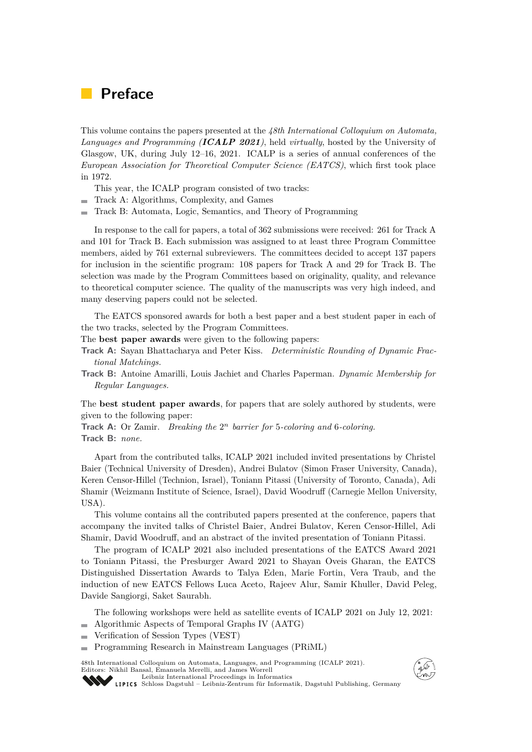# Preface

This volume contains the papers presented at the *48th International Colloquium on Automata, Languages and Programming (**ICALP 2021**)*, held *virtually*, hosted by the University of Glasgow, UK, during July 12–16, 2021. ICALP is a series of annual conferences of the *European Association for Theoretical Computer Science (EATCS)*, which first took place in 1972.

This year, the ICALP program consisted of two tracks:

- Track A: Algorithms, Complexity, and Games
- Track B: Automata, Logic, Semantics, and Theory of Programming

In response to the call for papers, a total of 362 submissions were received: 261 for Track A and 101 for Track B. Each submission was assigned to at least three Program Committee members, aided by 761 external subreviewers. The committees decided to accept 137 papers for inclusion in the scientific program: 108 papers for Track A and 29 for Track B. The selection was made by the Program Committees based on originality, quality, and relevance to theoretical computer science. The quality of the manuscripts was very high indeed, and many deserving papers could not be selected.

The EATCS sponsored awards for both a best paper and a best student paper in each of the two tracks, selected by the Program Committees.

The **best paper awards** were given to the following papers:

**Track A:** Sayan Bhattacharya and Peter Kiss. *Deterministic Rounding of Dynamic Fractional Matchings.*

**Track B:** Antoine Amarilli, Louis Jachiet and Charles Paperman. *Dynamic Membership for Regular Languages.*

The **best student paper awards**, for papers that are solely authored by students, were given to the following paper:

**Track A:** Or Zamir. *Breaking the $2^n$ barrier for 5-coloring and 6-coloring.*

**Track B:** *none.*

Apart from the contributed talks, ICALP 2021 included invited presentations by Christel Baier (Technical University of Dresden), Andrei Bulatov (Simon Fraser University, Canada), Keren Censor-Hillel (Technion, Israel), Toniann Pitassi (University of Toronto, Canada), Adi Shamir (Weizmann Institute of Science, Israel), David Woodruff (Carnegie Mellon University, USA).

This volume contains all the contributed papers presented at the conference, papers that accompany the invited talks of Christel Baier, Andrei Bulatov, Keren Censor-Hillel, Adi Shamir, David Woodruff, and an abstract of the invited presentation of Toniann Pitassi.

The program of ICALP 2021 also included presentations of the EATCS Award 2021 to Toniann Pitassi, the Presburger Award 2021 to Shayan Oveis Gharan, the EATCS Distinguished Dissertation Awards to Talya Eden, Marie Fortin, Vera Traub, and the induction of new EATCS Fellows Luca Aceto, Rajeev Alur, Samir Khuller, David Peleg, Davide Sangiorgi, Saket Saurabh.

The following workshops were held as satellite events of ICALP 2021 on July 12, 2021:

- Algorithmic Aspects of Temporal Graphs IV (AATG)
- Verification of Session Types (VEST)
- Programming Research in Mainstream Languages (PRiML)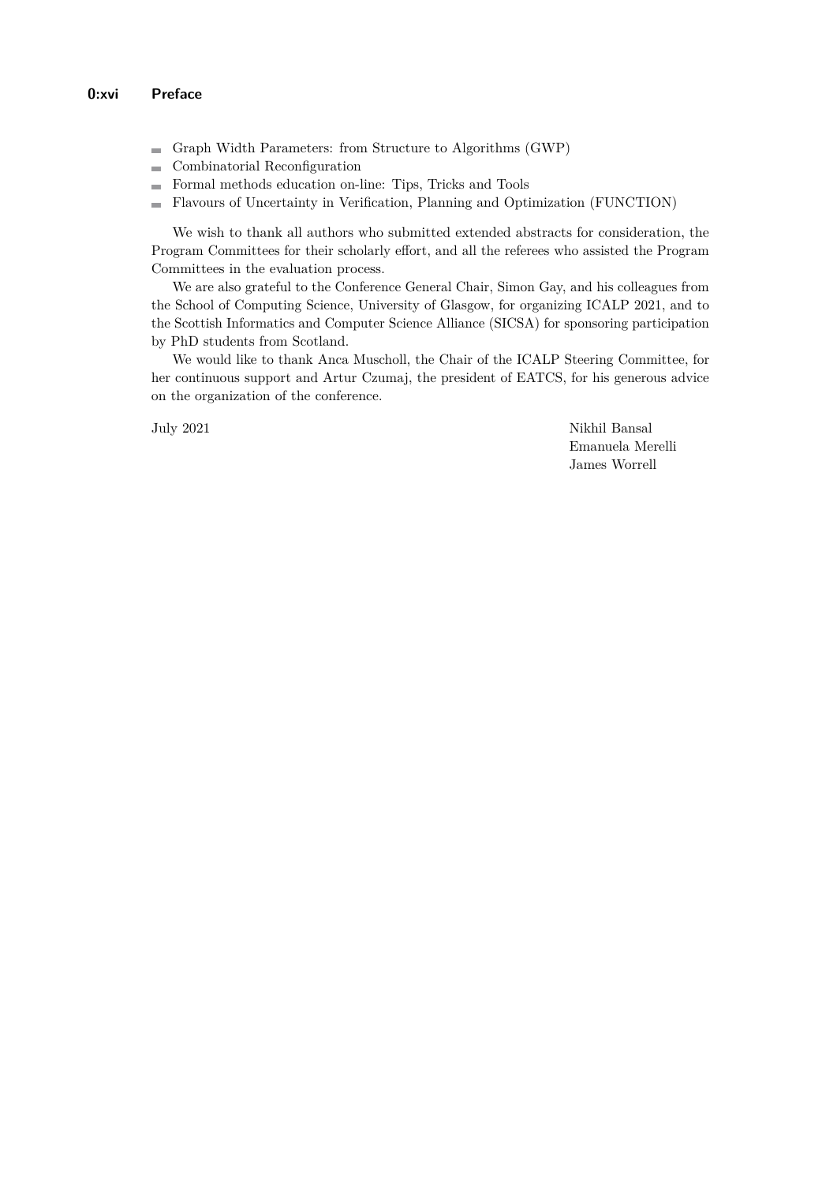- Graph Width Parameters: from Structure to Algorithms (GWP)
- Combinatorial Reconfiguration
- Formal methods education on-line: Tips, Tricks and Tools
- Flavours of Uncertainty in Verification, Planning and Optimization (FUNCTION)

We wish to thank all authors who submitted extended abstracts for consideration, the Program Committees for their scholarly effort, and all the referees who assisted the Program Committees in the evaluation process.

We are also grateful to the Conference General Chair, Simon Gay, and his colleagues from the School of Computing Science, University of Glasgow, for organizing ICALP 2021, and to the Scottish Informatics and Computer Science Alliance (SICSA) for sponsoring participation by PhD students from Scotland.

We would like to thank Anca Muscholl, the Chair of the ICALP Steering Committee, for her continuous support and Artur Czumaj, the president of EATCS, for his generous advice on the organization of the conference.

July 2021

Nikhil Bansal
Emanuela Merelli
James Worrell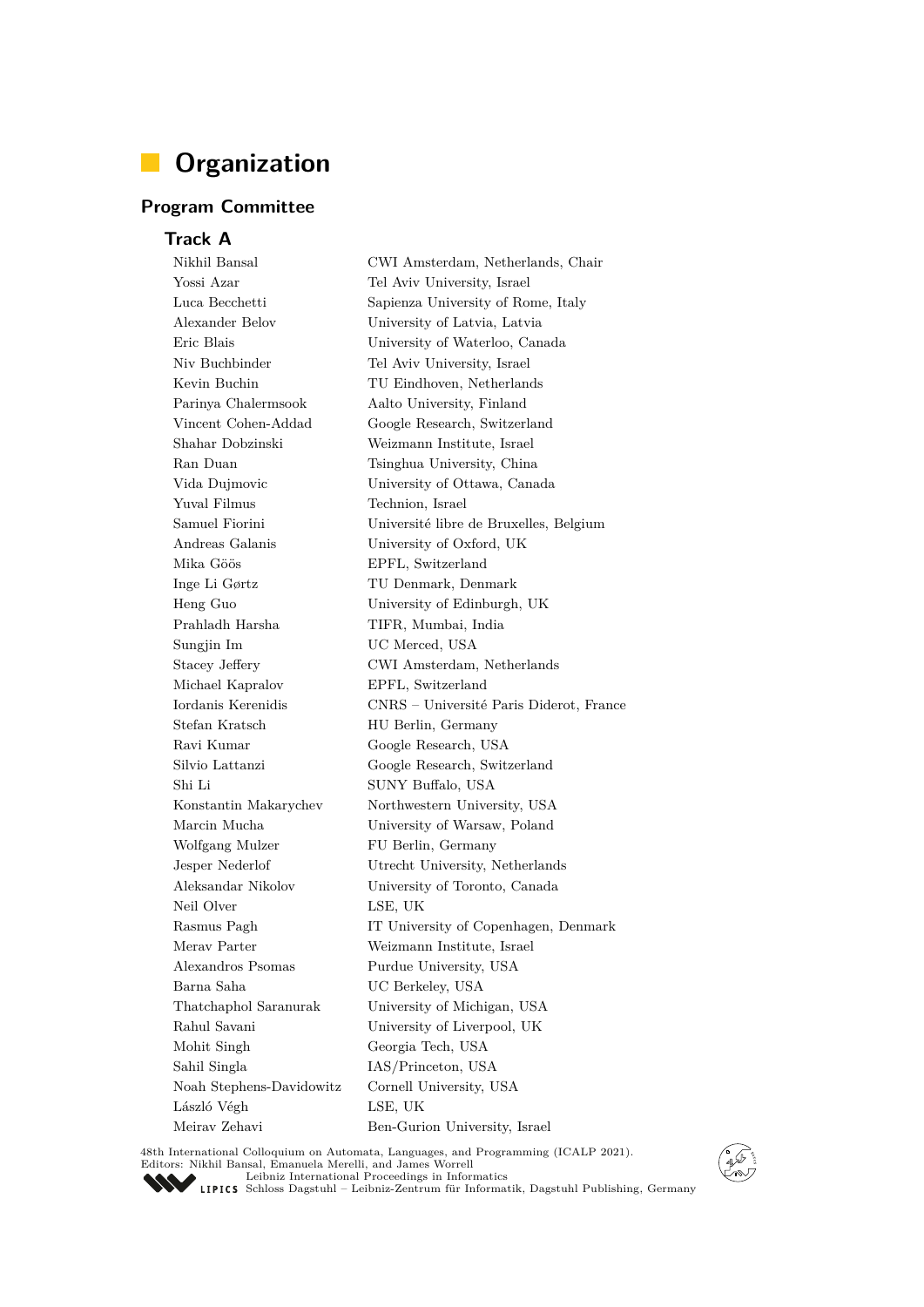# Organization

## Program Committee

### Track A

| | |
|---|---|
| Nikhil Bansal | CWI Amsterdam, Netherlands, Chair |
| Yossi Azar | Tel Aviv University, Israel |
| Luca Becchetti | Sapienza University of Rome, Italy |
| Alexander Belov | University of Latvia, Latvia |
| Eric Blais | University of Waterloo, Canada |
| Niv Buchbinder | Tel Aviv University, Israel |
| Kevin Buchin | TU Eindhoven, Netherlands |
| Parinya Chalermsook | Aalto University, Finland |
| Vincent Cohen-Addad | Google Research, Switzerland |
| Shahar Dobzinski | Weizmann Institute, Israel |
| Ran Duan | Tsinghua University, China |
| Vida Dujmovic | University of Ottawa, Canada |
| Yuval Filmus | Technion, Israel |
| Samuel Fiorini | Université libre de Bruxelles, Belgium |
| Andreas Galanis | University of Oxford, UK |
| Mika Göös | EPFL, Switzerland |
| Inge Li Gørtz | TU Denmark, Denmark |
| Heng Guo | University of Edinburgh, UK |
| Prahladh Harsha | TIFR, Mumbai, India |
| Sungjin Im | UC Merced, USA |
| Stacey Jeffery | CWI Amsterdam, Netherlands |
| Michael Kapralov | EPFL, Switzerland |
| Iordanis Kerenidis | CNRS – Université Paris Diderot, France |
| Stefan Kratsch | HU Berlin, Germany |
| Ravi Kumar | Google Research, USA |
| Silvio Lattanzi | Google Research, Switzerland |
| Shi Li | SUNY Buffalo, USA |
| Konstantin Makarychev | Northwestern University, USA |
| Marcin Mucha | University of Warsaw, Poland |
| Wolfgang Mulzer | FU Berlin, Germany |
| Jesper Nederlof | Utrecht University, Netherlands |
| Aleksandar Nikolov | University of Toronto, Canada |
| Neil Olver | LSE, UK |
| Rasmus Pagh | IT University of Copenhagen, Denmark |
| Merav Parter | Weizmann Institute, Israel |
| Alexandros Psomas | Purdue University, USA |
| Barna Saha | UC Berkeley, USA |
| Thatchaphol Saranurak | University of Michigan, USA |
| Rahul Savani | University of Liverpool, UK |
| Mohit Singh | Georgia Tech, USA |
| Sahil Singla | IAS/Princeton, USA |
| Noah Stephens-Davidowitz | Cornell University, USA |
| László Végh | LSE, UK |
| Meirav Zehavi | Ben-Gurion University, Israel |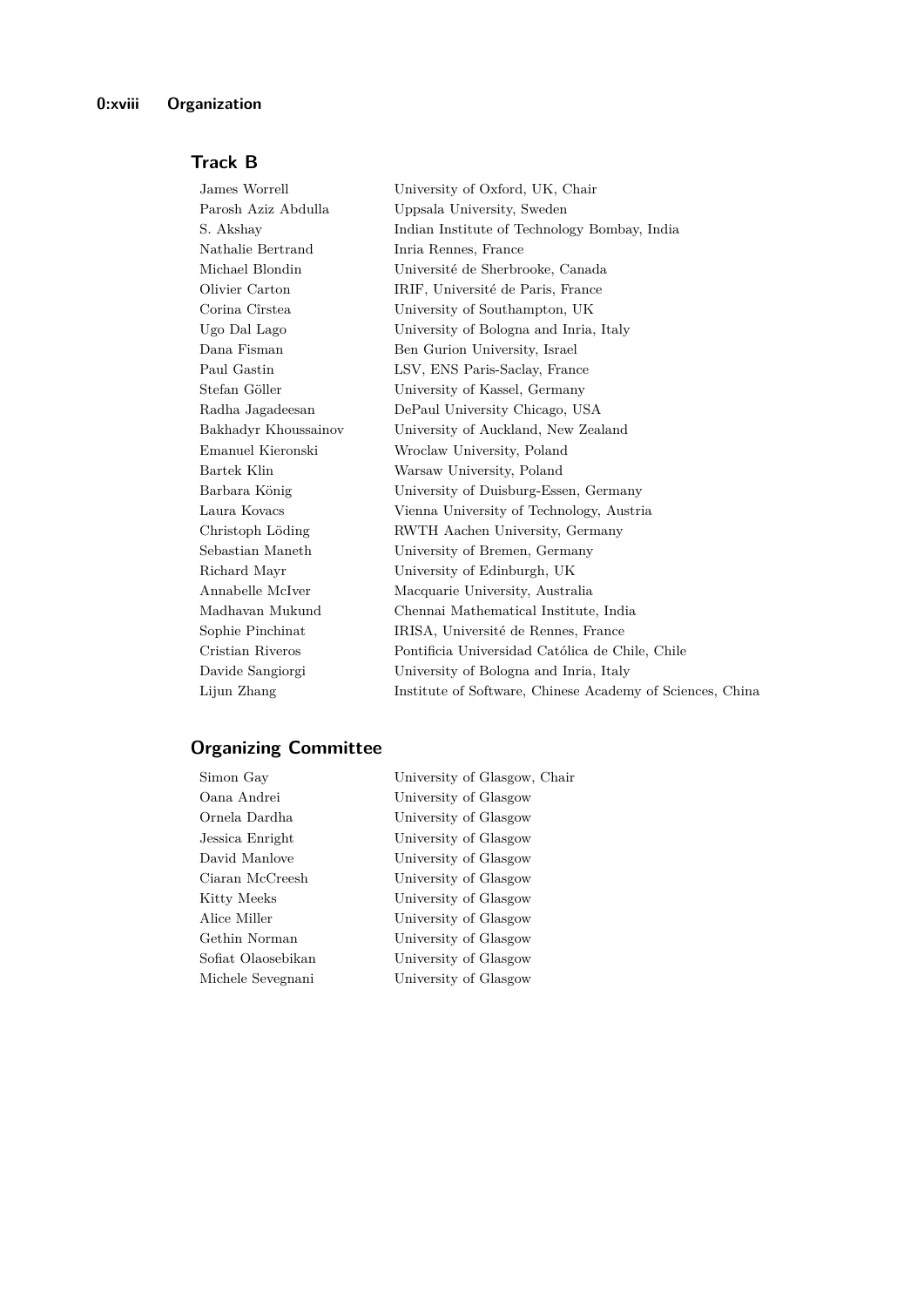## Track B

| | |
|---|---|
| James Worrell | University of Oxford, UK, Chair |
| Parosh Aziz Abdulla | Uppsala University, Sweden |
| S. Akshay | Indian Institute of Technology Bombay, India |
| Nathalie Bertrand | Inria Rennes, France |
| Michael Blondin | Université de Sherbrooke, Canada |
| Olivier Carton | IRIF, Université de Paris, France |
| Corina Cîrstea | University of Southampton, UK |
| Ugo Dal Lago | University of Bologna and Inria, Italy |
| Dana Fisman | Ben Gurion University, Israel |
| Paul Gastin | LSV, ENS Paris-Saclay, France |
| Stefan Göller | University of Kassel, Germany |
| Radha Jagadeesan | DePaul University Chicago, USA |
| Bakhadyr Khoussainov | University of Auckland, New Zealand |
| Emanuel Kieronski | Wroclaw University, Poland |
| Bartek Klin | Warsaw University, Poland |
| Barbara König | University of Duisburg-Essen, Germany |
| Laura Kovacs | Vienna University of Technology, Austria |
| Christoph Löding | RWTH Aachen University, Germany |
| Sebastian Maneth | University of Bremen, Germany |
| Richard Mayr | University of Edinburgh, UK |
| Annabelle McIver | Macquarie University, Australia |
| Madhavan Mukund | Chennai Mathematical Institute, India |
| Sophie Pinchinat | IRISA, Université de Rennes, France |
| Cristian Riveros | Pontificia Universidad Católica de Chile, Chile |
| Davide Sangiorgi | University of Bologna and Inria, Italy |
| Lijun Zhang | Institute of Software, Chinese Academy of Sciences, China |

## Organizing Committee

| | |
|---|---|
| Simon Gay | University of Glasgow, Chair |
| Oana Andrei | University of Glasgow |
| Ornela Dardha | University of Glasgow |
| Jessica Enright | University of Glasgow |
| David Manlove | University of Glasgow |
| Ciaran McCreesh | University of Glasgow |
| Kitty Meeks | University of Glasgow |
| Alice Miller | University of Glasgow |
| Gethin Norman | University of Glasgow |
| Sofiat Olaosebikan | University of Glasgow |
| Michele Sevegnani | University of Glasgow |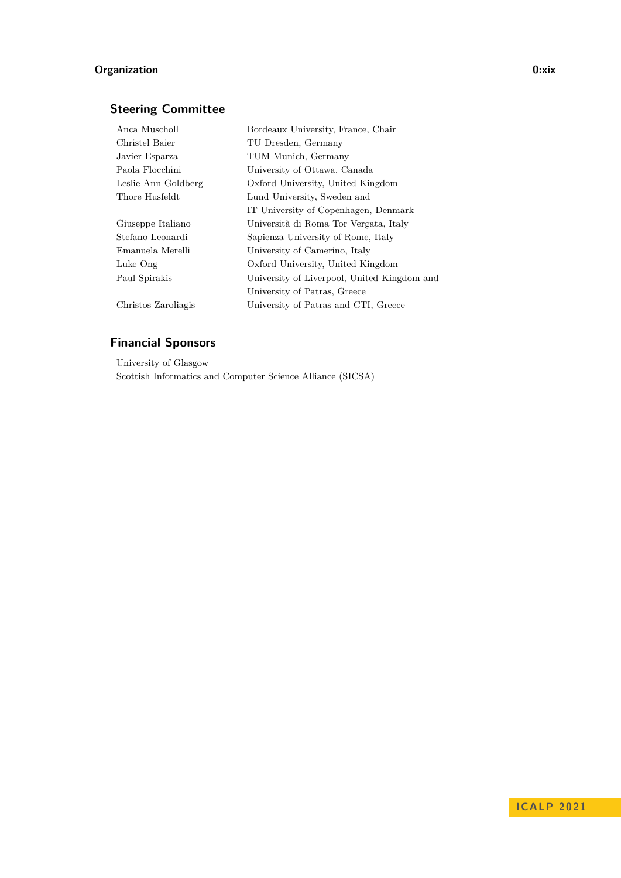## Steering Committee

| | |
|---|---|
| Anca Muscholl | Bordeaux University, France, Chair |
| Christel Baier | TU Dresden, Germany |
| Javier Esparza | TUM Munich, Germany |
| Paola Flocchini | University of Ottawa, Canada |
| Leslie Ann Goldberg | Oxford University, United Kingdom |
| Thore Husfeldt | Lund University, Sweden and IT University of Copenhagen, Denmark |
| Giuseppe Italiano | Università di Roma Tor Vergata, Italy |
| Stefano Leonardi | Sapienza University of Rome, Italy |
| Emanuela Merelli | University of Camerino, Italy |
| Luke Ong | Oxford University, United Kingdom |
| Paul Spirakis | University of Liverpool, United Kingdom and University of Patras, Greece |
| Christos Zaroliagis | University of Patras and CTI, Greece |

## Financial Sponsors

University of Glasgow
Scottish Informatics and Computer Science Alliance (SICSA)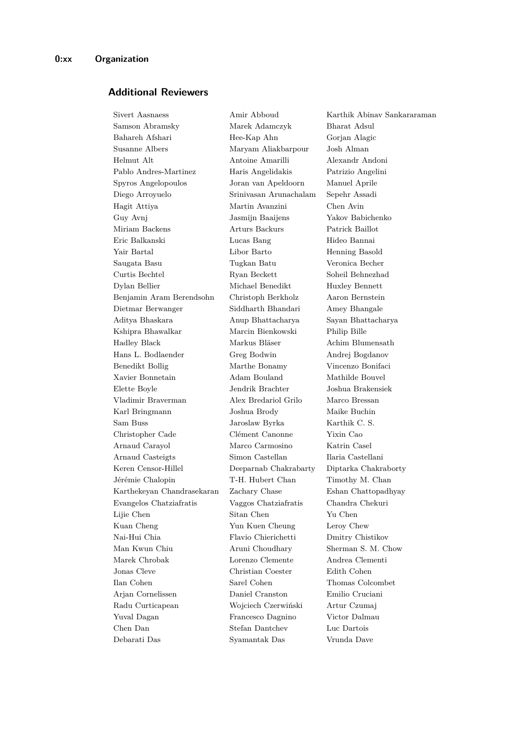## Additional Reviewers

Sivert Aasnaess
Amir Abboud
Karthik Abinav Sankararaman
Samson Abramsky
Marek Adamczyk
Bharat Adsul
Bahareh Afshari
Hee-Kap Ahn
Gorjan Alagic
Susanne Albers
Maryam Aliakbarpour
Josh Alman
Helmut Alt
Antoine Amarilli
Alexandr Andoni
Pablo Andres-Martinez
Haris Angelidakis
Patrizio Angelini
Spyros Angelopoulos
Joran van Apeldoorn
Manuel Aprile
Diego Arroyuelo
Srinivasan Arunachalam
Sepehr Assadi
Hagit Attiya
Martin Avanzini
Chen Avin
Guy Avnj
Jasmijn Baaijens
Yakov Babichenko
Miriam Backens
Arturs Backurs
Patrick Baillot
Eric Balkanski
Lucas Bang
Hideo Bannai
Yair Bartal
Libor Barto
Henning Basold
Saugata Basu
Tugkan Batu
Veronica Becher
Curtis Bechtel
Ryan Beckett
Soheil Behnezhad
Dylan Bellier
Michael Benedikt
Huxley Bennett
Benjamin Aram Berendsohn
Christoph Berkholz
Aaron Bernstein
Dietmar Berwanger
Siddharth Bhandari
Amey Bhangale
Aditya Bhaskara
Anup Bhattacharya
Sayan Bhattacharya
Kshipra Bhawalkar
Marcin Bienkowski
Philip Bille
Hadley Black
Markus Bläser
Achim Blumensath
Hans L. Bodlaender
Greg Bodwin
Andrej Bogdanov
Benedikt Bollig
Marthe Bonamy
Vincenzo Bonifaci
Xavier Bonnetain
Adam Bouland
Mathilde Bouvel
Elette Boyle
Jendrik Brachter
Joshua Brakensiek
Vladimir Braverman
Alex Bredariol Grilo
Marco Bressan
Karl Bringmann
Joshua Brody
Maike Buchin
Sam Buss
Jaroslaw Byrka
Karthik C. S.
Christopher Cade
Clément Canonne
Yixin Cao
Arnaud Carayol
Marco Carmosino
Katrin Casel
Arnaud Casteigts
Simon Castellan
Ilaria Castellani
Keren Censor-Hillel
Deeparnab Chakrabarty
Diptarka Chakraborty
Jérémie Chalopin
T-H. Hubert Chan
Timothy M. Chan
Karthekeyan Chandrasekaran
Zachary Chase
Eshan Chattopadhyay
Evangelos Chatziafratis
Vaggos Chatziafratis
Chandra Chekuri
Lijie Chen
Sitan Chen
Yu Chen
Kuan Cheng
Yun Kuen Cheung
Leroy Chew
Nai-Hui Chia
Flavio Chierichetti
Dmitry Chistikov
Man Kwun Chiu
Aruni Choudhary
Sherman S. M. Chow
Marek Chrobak
Lorenzo Clemente
Andrea Clementi
Jonas Cleve
Christian Coester
Edith Cohen
Ilan Cohen
Sarel Cohen
Thomas Colcombet
Arjan Cornelissen
Daniel Cranston
Emilio Cruciani
Radu Curticapean
Wojciech Czerwiński
Artur Czumaj
Yuval Dagan
Francesco Dagnino
Victor Dalmau
Chen Dan
Stefan Dantchev
Luc Dartois
Debarati Das
Syamantak Das
Vrunda Dave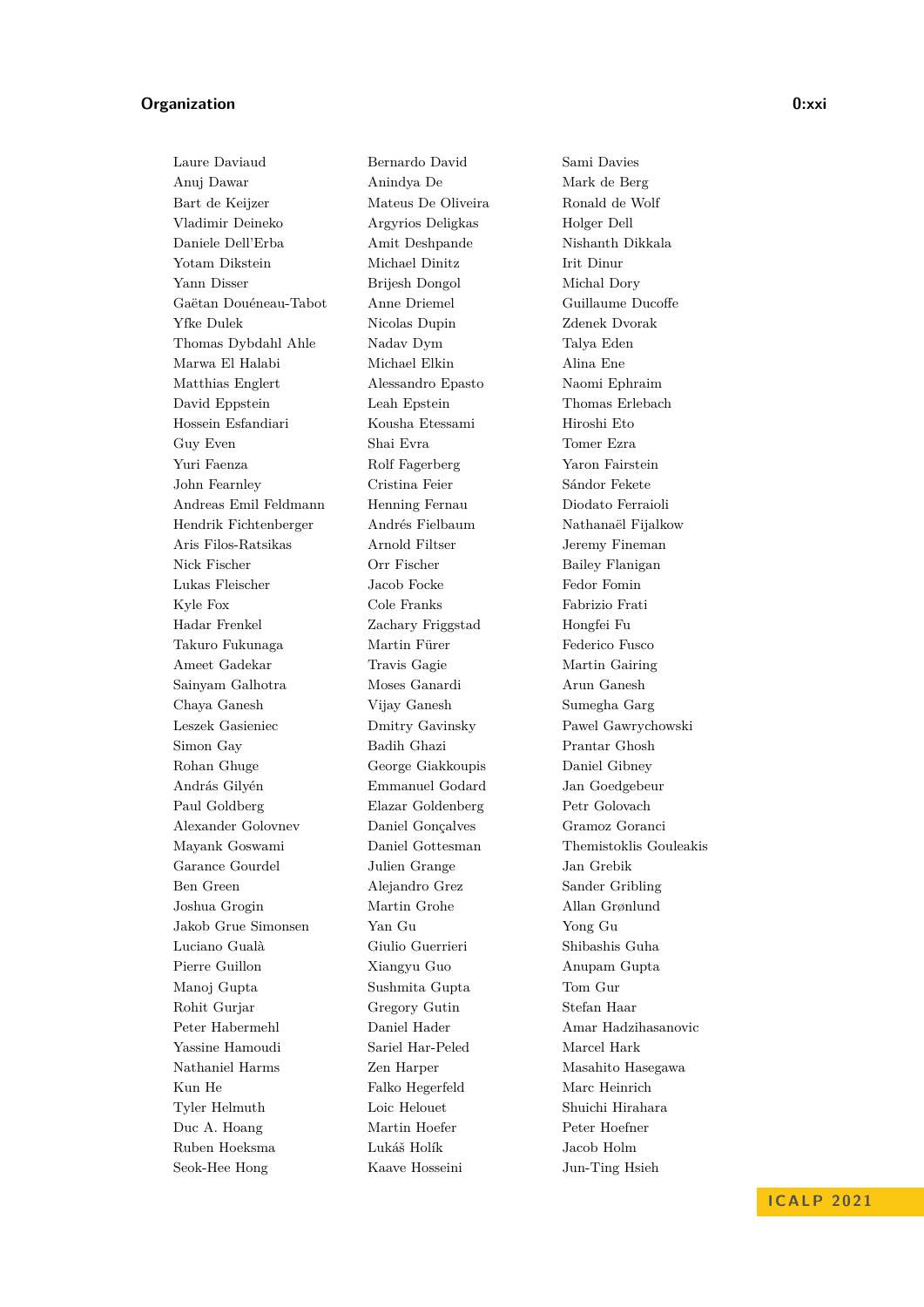Laure Daviaud
Anuj Dawar
Bart de Keijzer
Vladimir Deineko
Daniele Dell'Erba
Yotam Dikstein
Yann Disser
Gaëtan Douéneau-Tabot
Yfke Dulek
Thomas Dybdahl Ahle
Marwa El Halabi
Matthias Englert
David Eppstein
Hossein Esfandiari
Guy Even
Yuri Faenza
John Fearnley
Andreas Emil Feldmann
Hendrik Fichtenberger
Aris Filos-Ratsikas
Nick Fischer
Lukas Fleischer
Kyle Fox
Hadar Frenkel
Takuro Fukunaga
Ameet Gadekar
Sainyam Galhotra
Chaya Ganesh
Leszek Gasieniec
Simon Gay
Rohan Ghuge
András Gilyén
Paul Goldberg
Alexander Golovnev
Mayank Goswami
Garance Gourdel
Ben Green
Joshua Grogin
Jakob Grue Simonsen
Luciano Gualà
Pierre Guillon
Manoj Gupta
Rohit Gurjar
Peter Habermehl
Yassine Hamoudi
Nathaniel Harms
Kun He
Tyler Helmuth
Duc A. Hoang
Ruben Hoeksma
Seok-Hee Hong

Bernardo David
Anindya De
Mateus De Oliveira
Argyrios Deligkas
Amit Deshpande
Michael Dinitz
Brijesh Dongol
Anne Driemel
Nicolas Dupin
Nadav Dym
Michael Elkin
Alessandro Epasto
Leah Epstein
Kousha Etessami
Shai Evra
Rolf Fagerberg
Cristina Feier
Henning Fernau
Andrés Fielbaum
Arnold Filtser
Orr Fischer
Jacob Focke
Cole Franks
Zachary Friggstad
Martin Fürer
Travis Gagie
Moses Ganardi
Vijay Ganesh
Dmitry Gavinsky
Badih Ghazi
George Giakkoupis
Emmanuel Godard
Elazar Goldenberg
Daniel Gonçalves
Daniel Gottesman
Julien Grange
Alejandro Grez
Martin Grohe
Yan Gu
Giulio Guerrieri
Xiangyu Guo
Sushmita Gupta
Gregory Gutin
Daniel Hader
Sariel Har-Peled
Zen Harper
Falko Hegerfeld
Loic Helouet
Martin Hoefer
Lukáš Holík
Kaave Hosseini

Sami Davies
Mark de Berg
Ronald de Wolf
Holger Dell
Nishanth Dikkala
Irit Dinur
Michal Dory
Guillaume Ducoffe
Zdenek Dvorak
Talya Eden
Alina Ene
Naomi Ephraim
Thomas Erlebach
Hiroshi Eto
Tomer Ezra
Yaron Fairstein
Sándor Fekete
Diodato Ferraioli
Nathanaël Fijalkow
Jeremy Fineman
Bailey Flanigan
Fedor Fomin
Fabrizio Frati
Hongfei Fu
Federico Fusco
Martin Gairing
Arun Ganesh
Sumegha Garg
Pawel Gawrychowski
Prantar Ghosh
Daniel Gibney
Jan Goedgebeur
Petr Golovach
Gramoz Goranci
Themistoklis Gouleakis
Jan Grebik
Sander Gribling
Allan Grønlund
Yong Gu
Shibashis Guha
Anupam Gupta
Tom Gur
Stefan Haar
Amar Hadzihasanovic
Marcel Hark
Masahito Hasegawa
Marc Heinrich
Shuichi Hirahara
Peter Hoefner
Jacob Holm
Jun-Ting Hsieh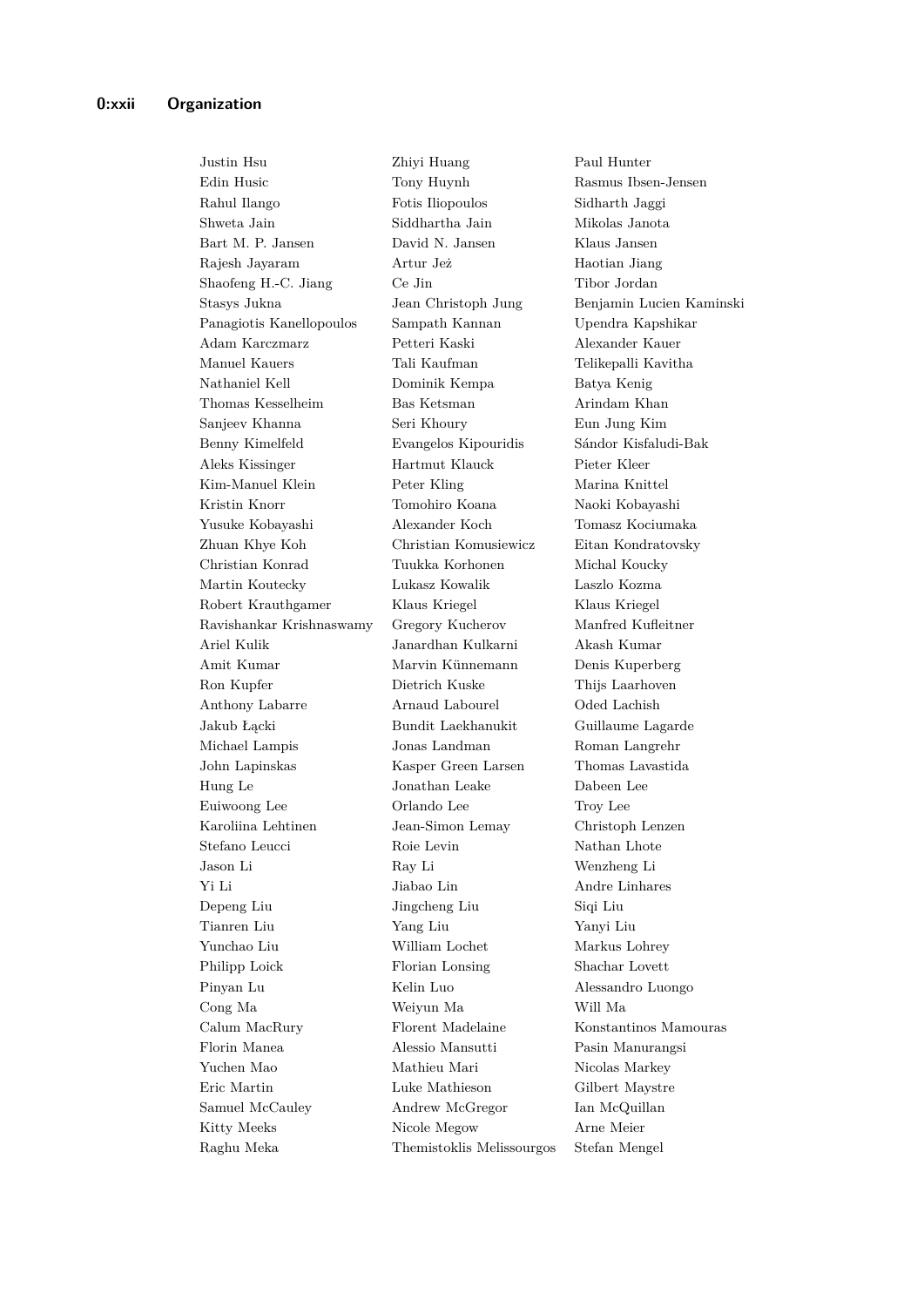Justin Hsu
Zhiyi Huang
Paul Hunter
Edin Husic
Tony Huynh
Rasmus Ibsen-Jensen
Rahul Ilango
Fotis Iliopoulos
Sidharth Jaggi
Shweta Jain
Siddhartha Jain
Mikolas Janota
Bart M. P. Jansen
David N. Jansen
Klaus Jansen
Rajesh Jayaram
Artur Jeż
Haotian Jiang
Shaofeng H.-C. Jiang
Ce Jin
Tibor Jordan
Stasys Jukna
Jean Christoph Jung
Benjamin Lucien Kaminski
Panagiotis Kanellopoulos
Sampath Kannan
Upendra Kapshikar
Adam Karczmarz
Petteri Kaski
Alexander Kauer
Manuel Kauers
Tali Kaufman
Telikepalli Kavitha
Nathaniel Kell
Dominik Kempa
Batya Kenig
Thomas Kesselheim
Bas Ketsman
Arindam Khan
Sanjeev Khanna
Seri Khoury
Eun Jung Kim
Benny Kimelfeld
Evangelos Kipouridis
Sándor Kisfaludi-Bak
Aleks Kissinger
Hartmut Klauck
Pieter Kleer
Kim-Manuel Klein
Peter Kling
Marina Knittel
Kristin Knorr
Tomohiro Koana
Naoki Kobayashi
Yusuke Kobayashi
Alexander Koch
Tomasz Kociumaka
Zhuan Khye Koh
Christian Komusiewicz
Eitan Kondratovsky
Christian Konrad
Tuukka Korhonen
Michal Koucky
Martin Koutecky
Lukasz Kowalik
Laszlo Kozma
Robert Krauthgamer
Klaus Kriegel
Klaus Kriegel
Ravishankar Krishnaswamy
Gregory Kucherov
Manfred Kufleitner
Ariel Kulik
Janardhan Kulkarni
Akash Kumar
Amit Kumar
Marvin Künnemann
Denis Kuperberg
Ron Kupfer
Dietrich Kuske
Thijs Laarhoven
Anthony Labarre
Arnaud Labourel
Oded Lachish
Jakub Łącki
Bundit Laekhanukit
Guillaume Lagarde
Michael Lampis
Jonas Landman
Roman Langrehr
John Lapinskas
Kasper Green Larsen
Thomas Lavastida
Hung Le
Jonathan Leake
Dabeen Lee
Euiwoong Lee
Orlando Lee
Troy Lee
Karoliina Lehtinen
Jean-Simon Lemay
Christoph Lenzen
Stefano Leucci
Roie Levin
Nathan Lhote
Jason Li
Ray Li
Wenzheng Li
Yi Li
Jiabao Lin
Andre Linhares
Depeng Liu
Jingcheng Liu
Siqi Liu
Tianren Liu
Yang Liu
Yanyi Liu
Yunchao Liu
William Lochet
Markus Lohrey
Philipp Loick
Florian Lonsing
Shachar Lovett
Pinyan Lu
Kelin Luo
Alessandro Luongo
Cong Ma
Weiyun Ma
Will Ma
Calum MacRury
Florent Madelaine
Konstantinos Mamouras
Florin Manea
Alessio Mansutti
Pasin Manurangsi
Yuchen Mao
Mathieu Mari
Nicolas Markey
Eric Martin
Luke Mathieson
Gilbert Maystre
Samuel McCauley
Andrew McGregor
Ian McQuillan
Kitty Meeks
Nicole Megow
Arne Meier
Raghu Meka
Themistoklis Melissourgos
Stefan Mengel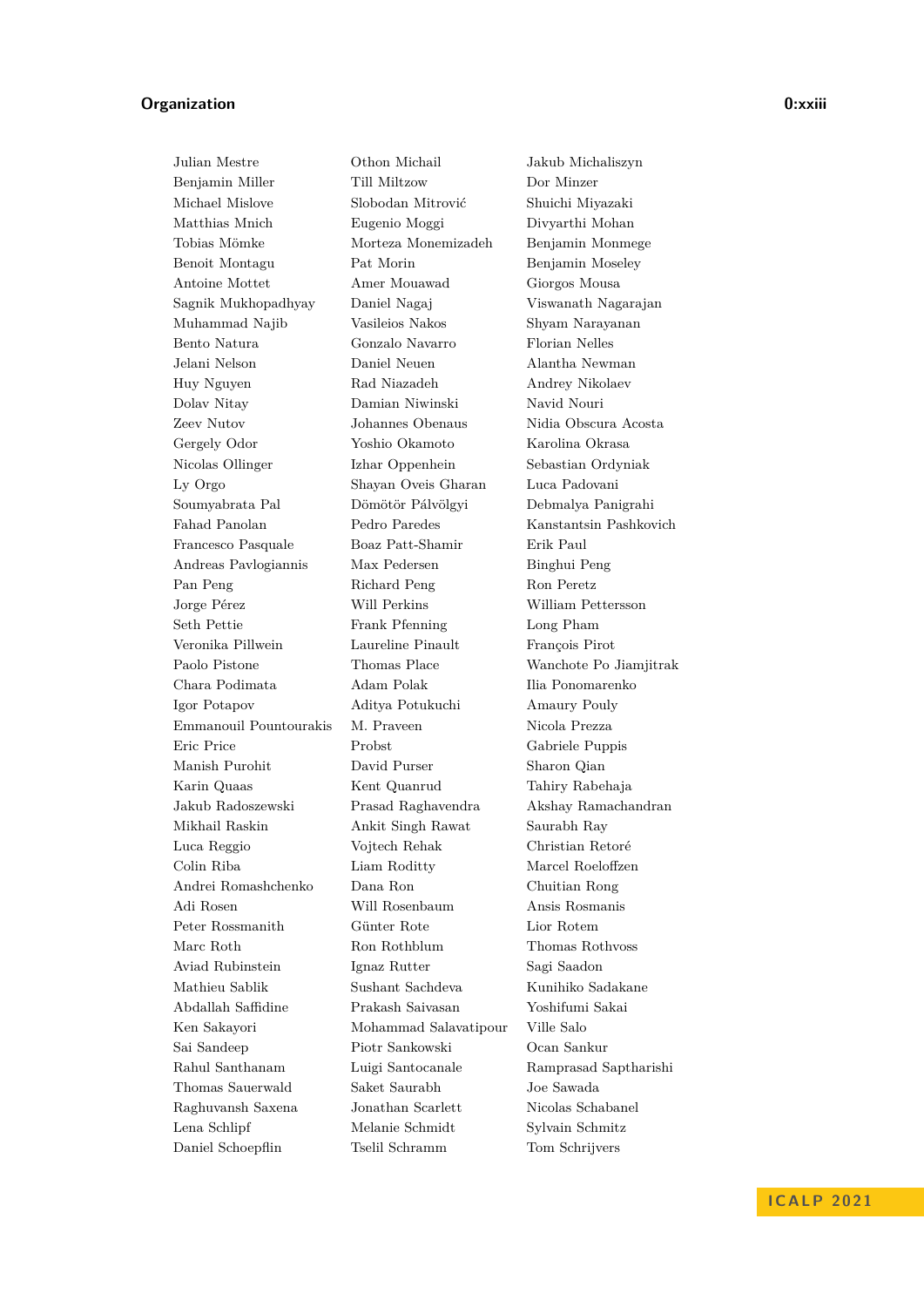Julian Mestre
Benjamin Miller
Michael Mislove
Matthias Mnich
Tobias Mömke
Benoit Montagu
Antoine Mottet
Sagnik Mukhopadhyay
Muhammad Najib
Bento Natura
Jelani Nelson
Huy Nguyen
Dolav Nitay
Zeev Nutov
Gergely Odor
Nicolas Ollinger
Ly Orgo
Soumyabrata Pal
Fahad Panolan
Francesco Pasquale
Andreas Pavlogiannis
Pan Peng
Jorge Pérez
Seth Pettie
Veronika Pillwein
Paolo Pistone
Chara Podimata
Igor Potapov
Emmanouil Pountourakis
Eric Price
Manish Purohit
Karin Quaas
Jakub Radoszewski
Mikhail Raskin
Luca Reggio
Colin Riba
Andrei Romashchenko
Adi Rosen
Peter Rossmanith
Marc Roth
Aviad Rubinstein
Mathieu Sablik
Abdallah Saffidine
Ken Sakayori
Sai Sandeep
Rahul Santhanam
Thomas Sauerwald
Raghuvansh Saxena
Lena Schlipf
Daniel Schoepflin
Othon Michail
Till Miltzow
Slobodan Mitrović
Eugenio Moggi
Morteza Monemizadeh
Pat Morin
Amer Mouawad
Daniel Nagaj
Vasileios Nakos
Gonzalo Navarro
Daniel Neuen
Rad Niazadeh
Damian Niwinski
Johannes Obenaus
Yoshio Okamoto
Izhar Oppenhein
Shayan Oveis Gharan
Dömötör Pálvölgyi
Pedro Paredes
Boaz Patt-Shamir
Max Pedersen
Richard Peng
Will Perkins
Frank Pfenning
Laureline Pinault
Thomas Place
Adam Polak
Aditya Potukuchi
M. Praveen
Probst
David Purser
Kent Quanrud
Prasad Raghavendra
Ankit Singh Rawat
Vojtech Rehak
Liam Roditty
Dana Ron
Will Rosenbaum
Günter Rote
Ron Rothblum
Ignaz Rutter
Sushant Sachdeva
Prakash Saivasan
Mohammad Salavatipour
Piotr Sankowski
Luigi Santocanale
Saket Saurabh
Jonathan Scarlett
Melanie Schmidt
Tselil Schramm
Jakub Michaliszyn
Dor Minzer
Shuichi Miyazaki
Divyarthi Mohan
Benjamin Monmege
Benjamin Moseley
Giorgos Mousa
Viswanath Nagarajan
Shyam Narayanan
Florian Nelles
Alantha Newman
Andrey Nikolaev
Navid Nouri
Nidia Obscura Acosta
Karolina Okrasa
Sebastian Ordyniak
Luca Padovani
Debmalya Panigrahi
Kanstantsin Pashkovich
Erik Paul
Binghui Peng
Ron Peretz
William Pettersson
Long Pham
François Pirot
Wanchote Po Jiamjitrak
Ilia Ponomarenko
Amaury Pouly
Nicola Prezza
Gabriele Puppis
Sharon Qian
Tahiry Rabehaja
Akshay Ramachandran
Saurabh Ray
Christian Retoré
Marcel Roeloffzen
Chuitian Rong
Ansis Rosmanis
Lior Rotem
Thomas Rothvoss
Sagi Saadon
Kunihiko Sadakane
Yoshifumi Sakai
Ville Salo
Ocan Sankur
Ramprasad Saptharishi
Joe Sawada
Nicolas Schabanel
Sylvain Schmitz
Tom Schrijvers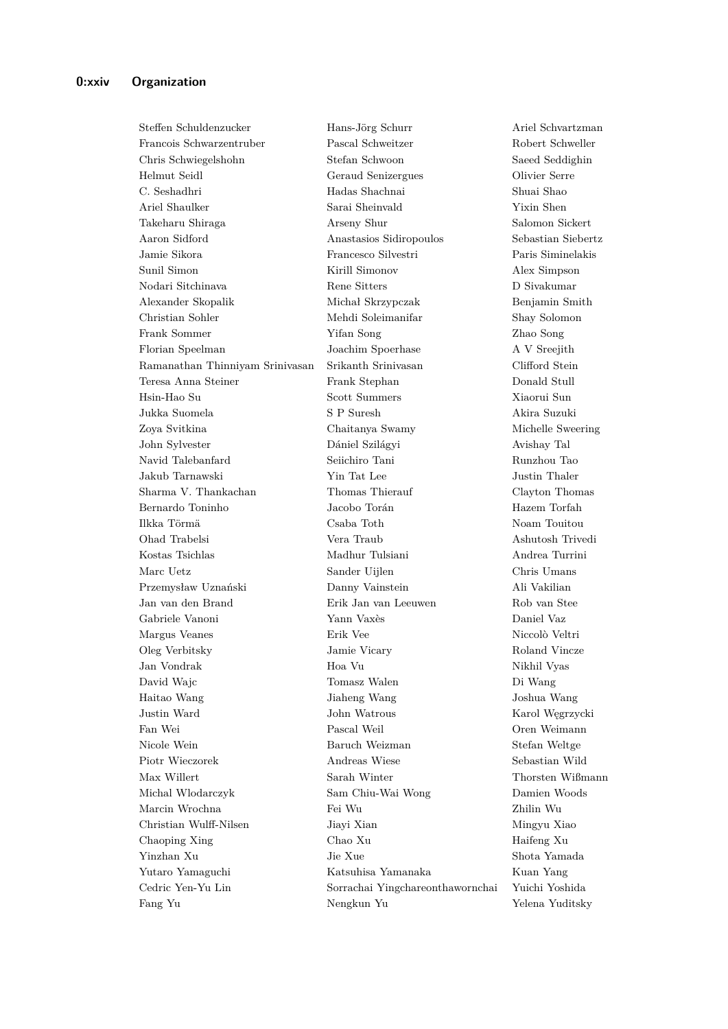Steffen Schuldenzucker
Hans-Jörg Schurr
Ariel Schvartzman
Francois Schwarzentruber
Pascal Schweitzer
Robert Schweller
Chris Schwiegelshohn
Stefan Schwoon
Saeed Seddighin
Helmut Seidl
Geraud Senizergues
Olivier Serre
C. Seshadhri
Hadas Shachnai
Shuai Shao
Ariel Shaulker
Sarai Sheinvald
Yixin Shen
Takeharu Shiraga
Arseny Shur
Salomon Sickert
Aaron Sidford
Anastasios Sidiropoulos
Sebastian Siebertz
Jamie Sikora
Francesco Silvestri
Paris Siminelakis
Sunil Simon
Kirill Simonov
Alex Simpson
Nodari Sitchinava
Rene Sitters
D Sivakumar
Alexander Skopalik
Michał Skrzypczak
Benjamin Smith
Christian Sohler
Mehdi Soleimanifar
Shay Solomon
Frank Sommer
Yifan Song
Zhao Song
Florian Speelman
Joachim Spoerhase
A V Sreejith
Ramanathan Thinniyam Srinivasan
Srikanth Srinivasan
Clifford Stein
Teresa Anna Steiner
Frank Stephan
Donald Stull
Hsin-Hao Su
Scott Summers
Xiaorui Sun
Jukka Suomela
S P Suresh
Akira Suzuki
Zoya Svitkina
Chaitanya Swamy
Michelle Sweering
John Sylvester
Dániel Szilágyi
Avishay Tal
Navid Talebanfard
Seiichiro Tani
Runzhou Tao
Jakub Tarnawski
Yin Tat Lee
Justin Thaler
Sharma V. Thankachan
Thomas Thierauf
Clayton Thomas
Bernardo Toninho
Jacobo Torán
Hazem Torfah
Ilkka Törmä
Csaba Toth
Noam Touitou
Ohad Trabelsi
Vera Traub
Ashutosh Trivedi
Kostas Tsichlas
Madhur Tulsiani
Andrea Turrini
Marc Uetz
Sander Uijlen
Chris Umans
Przemysław Uznański
Danny Vainstein
Ali Vakilian
Jan van den Brand
Erik Jan van Leeuwen
Rob van Stee
Gabriele Vanoni
Yann Vaxès
Daniel Vaz
Margus Veanes
Erik Vee
Niccolò Veltri
Oleg Verbitsky
Jamie Vicary
Roland Vincze
Jan Vondrak
Hoa Vu
Nikhil Vyas
David Wajc
Tomasz Walen
Di Wang
Haitao Wang
Jiaheng Wang
Joshua Wang
Justin Ward
John Watrous
Karol Węgrzycki
Fan Wei
Pascal Weil
Oren Weimann
Nicole Wein
Baruch Weizman
Stefan Weltge
Piotr Wieczorek
Andreas Wiese
Sebastian Wild
Max Willert
Sarah Winter
Thorsten Wißmann
Michal Wlodarczyk
Sam Chiu-Wai Wong
Damien Woods
Marcin Wrochna
Fei Wu
Zhilin Wu
Christian Wulff-Nilsen
Jiayi Xian
Mingyu Xiao
Chaoping Xing
Chao Xu
Haifeng Xu
Yinzhan Xu
Jie Xue
Shota Yamada
Yutaro Yamaguchi
Katsuhisa Yamanaka
Kuan Yang
Cedric Yen-Yu Lin
Sorrachai Yingchareonthawornchai
Yuichi Yoshida
Fang Yu
Nengkun Yu
Yelena Yuditsky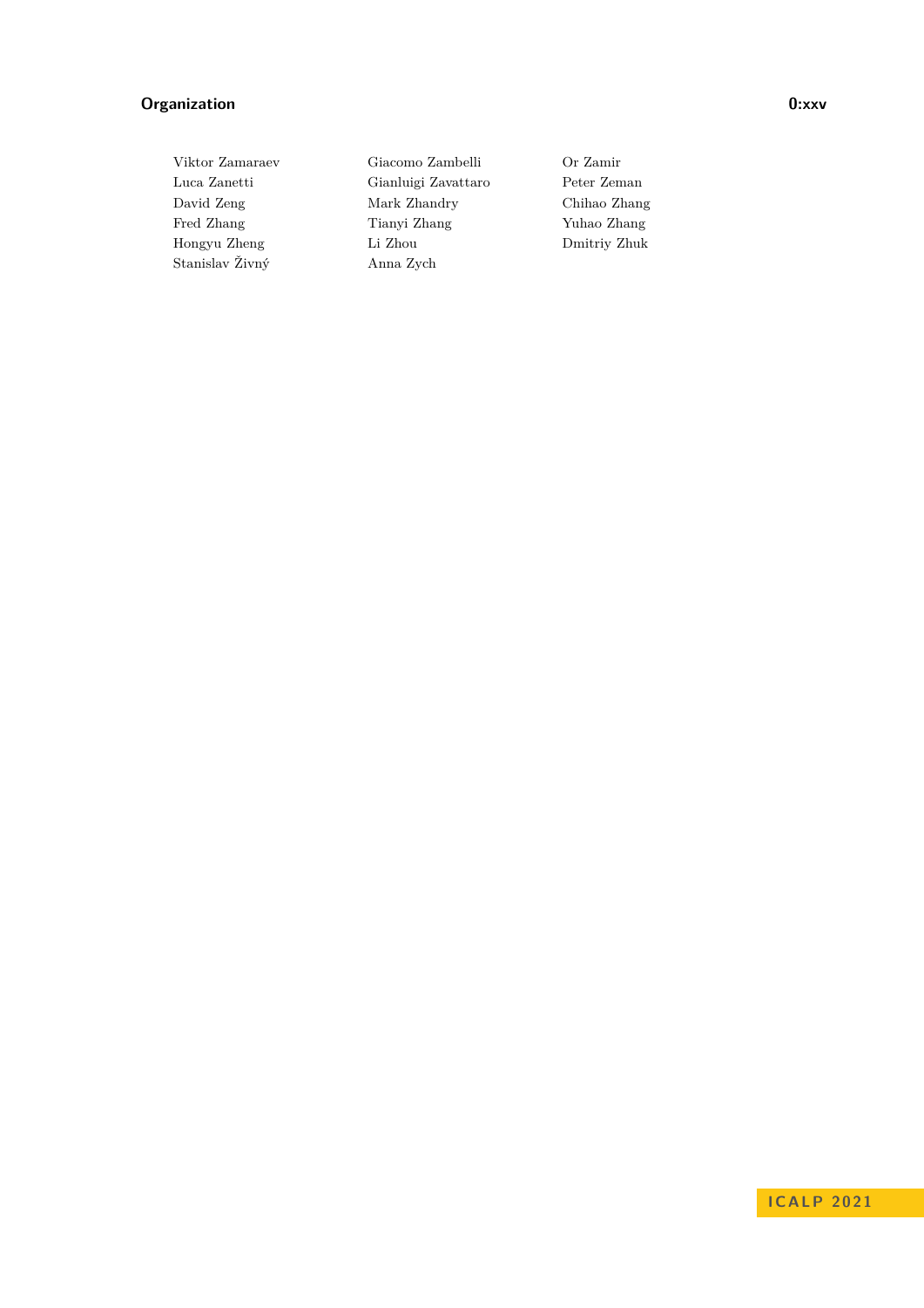Viktor Zamaraev
Giacomo Zambelli
Or Zamir
Luca Zanetti
Gianluigi Zavattaro
Peter Zeman
David Zeng
Mark Zhandry
Chihao Zhang
Fred Zhang
Tianyi Zhang
Yuhao Zhang
Hongyu Zheng
Li Zhou
Dmitriy Zhuk
Stanislav Živný
Anna Zych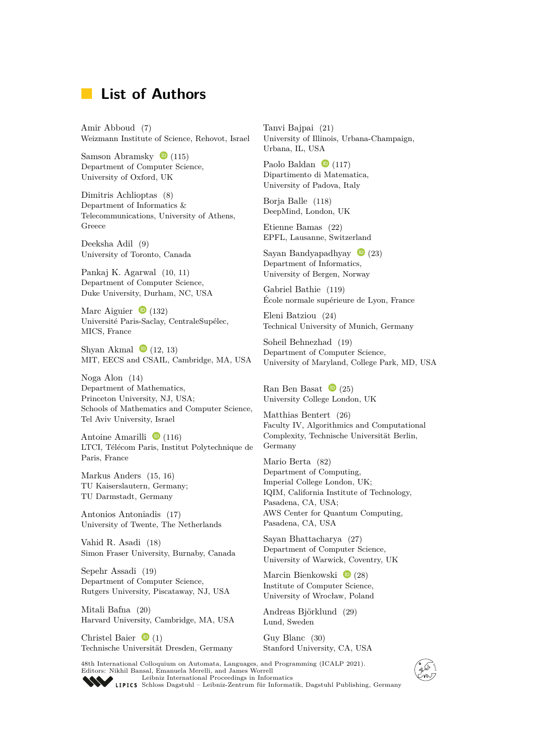# List of Authors

Amir Abboud (7)
Weizmann Institute of Science, Rehovot, Israel

Samson Abramsky (115)
Department of Computer Science,
University of Oxford, UK

Dimitris Achlioptas (8)
Department of Informatics &
Telecommunications, University of Athens,
Greece

Deeksha Adil (9)
University of Toronto, Canada

Pankaj K. Agarwal (10, 11)
Department of Computer Science,
Duke University, Durham, NC, USA

Marc Aiguier (132)
Université Paris-Saclay, CentraleSupélec,
MICS, France

Shyan Akmal (12, 13)
MIT, EECS and CSAIL, Cambridge, MA, USA

Noga Alon (14)
Department of Mathematics,
Princeton University, NJ, USA;
Schools of Mathematics and Computer Science,
Tel Aviv University, Israel

Antoine Amarilli (116)
LTCI, Télécom Paris, Institut Polytechnique de
Paris, France

Markus Anders (15, 16)
TU Kaiserslautern, Germany;
TU Darmstadt, Germany

Antonios Antoniadis (17)
University of Twente, The Netherlands

Vahid R. Asadi (18)
Simon Fraser University, Burnaby, Canada

Sepehr Assadi (19)
Department of Computer Science,
Rutgers University, Piscataway, NJ, USA

Mitali Bafna (20)
Harvard University, Cambridge, MA, USA

Christel Baier (1)
Technische Universität Dresden, Germany

Tanvi Bajpai (21)
University of Illinois, Urbana-Champaign,
Urbana, IL, USA

Paolo Baldan (117)
Dipartimento di Matematica,
University of Padova, Italy

Borja Balle (118)
DeepMind, London, UK

Etienne Bamas (22)
EPFL, Lausanne, Switzerland

Sayan Bandyapadhyay (23)
Department of Informatics,
University of Bergen, Norway

Gabriel Bathie (119)
École normale supérieure de Lyon, France

Eleni Batziou (24)
Technical University of Munich, Germany

Soheil Behnezhad (19)
Department of Computer Science,
University of Maryland, College Park, MD, USA

Ran Ben Basat (25)
University College London, UK

Matthias Bentert (26)
Faculty IV, Algorithmics and Computational
Complexity, Technische Universität Berlin,
Germany

Mario Berta (82)
Department of Computing,
Imperial College London, UK;
IQIM, California Institute of Technology,
Pasadena, CA, USA;
AWS Center for Quantum Computing,
Pasadena, CA, USA

Sayan Bhattacharya (27)
Department of Computer Science,
University of Warwick, Coventry, UK

Marcin Bienkowski (28)
Institute of Computer Science,
University of Wrocław, Poland

Andreas Björklund (29)
Lund, Sweden

Guy Blanc (30)
Stanford University, CA, USA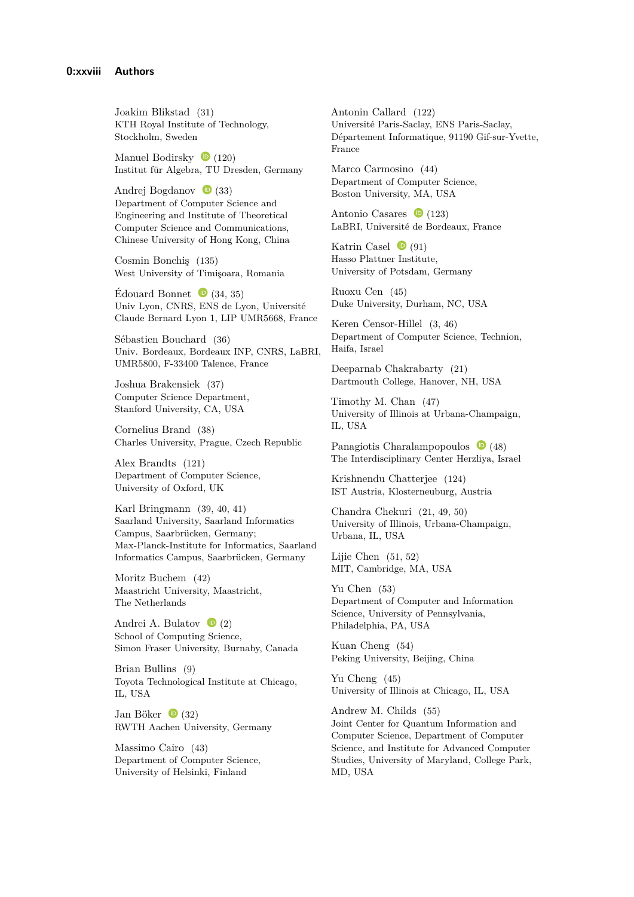Joakim Blikstad (31)
KTH Royal Institute of Technology, Stockholm, Sweden

Manuel Bodirsky (120)
Institut für Algebra, TU Dresden, Germany

Andrej Bogdanov (33)
Department of Computer Science and Engineering and Institute of Theoretical Computer Science and Communications, Chinese University of Hong Kong, China

Cosmin Bonchiş (135)
West University of Timişoara, Romania

Édouard Bonnet (34, 35)
Univ Lyon, CNRS, ENS de Lyon, Université Claude Bernard Lyon 1, LIP UMR5668, France

Sébastien Bouchard (36)
Univ. Bordeaux, Bordeaux INP, CNRS, LaBRI, UMR5800, F-33400 Talence, France

Joshua Brakensiek (37)
Computer Science Department, Stanford University, CA, USA

Cornelius Brand (38)
Charles University, Prague, Czech Republic

Alex Brandts (121)
Department of Computer Science, University of Oxford, UK

Karl Bringmann (39, 40, 41)
Saarland University, Saarland Informatics Campus, Saarbrücken, Germany;
Max-Planck-Institute for Informatics, Saarland Informatics Campus, Saarbrücken, Germany

Moritz Buchem (42)
Maastricht University, Maastricht, The Netherlands

Andrei A. Bulatov (2)
School of Computing Science, Simon Fraser University, Burnaby, Canada

Brian Bullins (9)
Toyota Technological Institute at Chicago, IL, USA

Jan Böker (32)
RWTH Aachen University, Germany

Massimo Cairo (43)
Department of Computer Science, University of Helsinki, Finland

Antonin Callard (122)
Université Paris-Saclay, ENS Paris-Saclay, Département Informatique, 91190 Gif-sur-Yvette, France

Marco Carmosino (44)
Department of Computer Science, Boston University, MA, USA

Antonio Casares (123)
LaBRI, Université de Bordeaux, France

Katrin Casel (91)
Hasso Plattner Institute, University of Potsdam, Germany

Ruoxu Cen (45)
Duke University, Durham, NC, USA

Keren Censor-Hillel (3, 46)
Department of Computer Science, Technion, Haifa, Israel

Deeparnab Chakrabarty (21)
Dartmouth College, Hanover, NH, USA

Timothy M. Chan (47)
University of Illinois at Urbana-Champaign, IL, USA

Panagiotis Charalampopoulos (48)
The Interdisciplinary Center Herzliya, Israel

Krishnendu Chatterjee (124)
IST Austria, Klosterneuburg, Austria

Chandra Chekuri (21, 49, 50)
University of Illinois, Urbana-Champaign, Urbana, IL, USA

Lijie Chen (51, 52)
MIT, Cambridge, MA, USA

Yu Chen (53)
Department of Computer and Information Science, University of Pennsylvania, Philadelphia, PA, USA

Kuan Cheng (54)
Peking University, Beijing, China

Yu Cheng (45)
University of Illinois at Chicago, IL, USA

Andrew M. Childs (55)
Joint Center for Quantum Information and Computer Science, Department of Computer Science, and Institute for Advanced Computer Studies, University of Maryland, College Park, MD, USA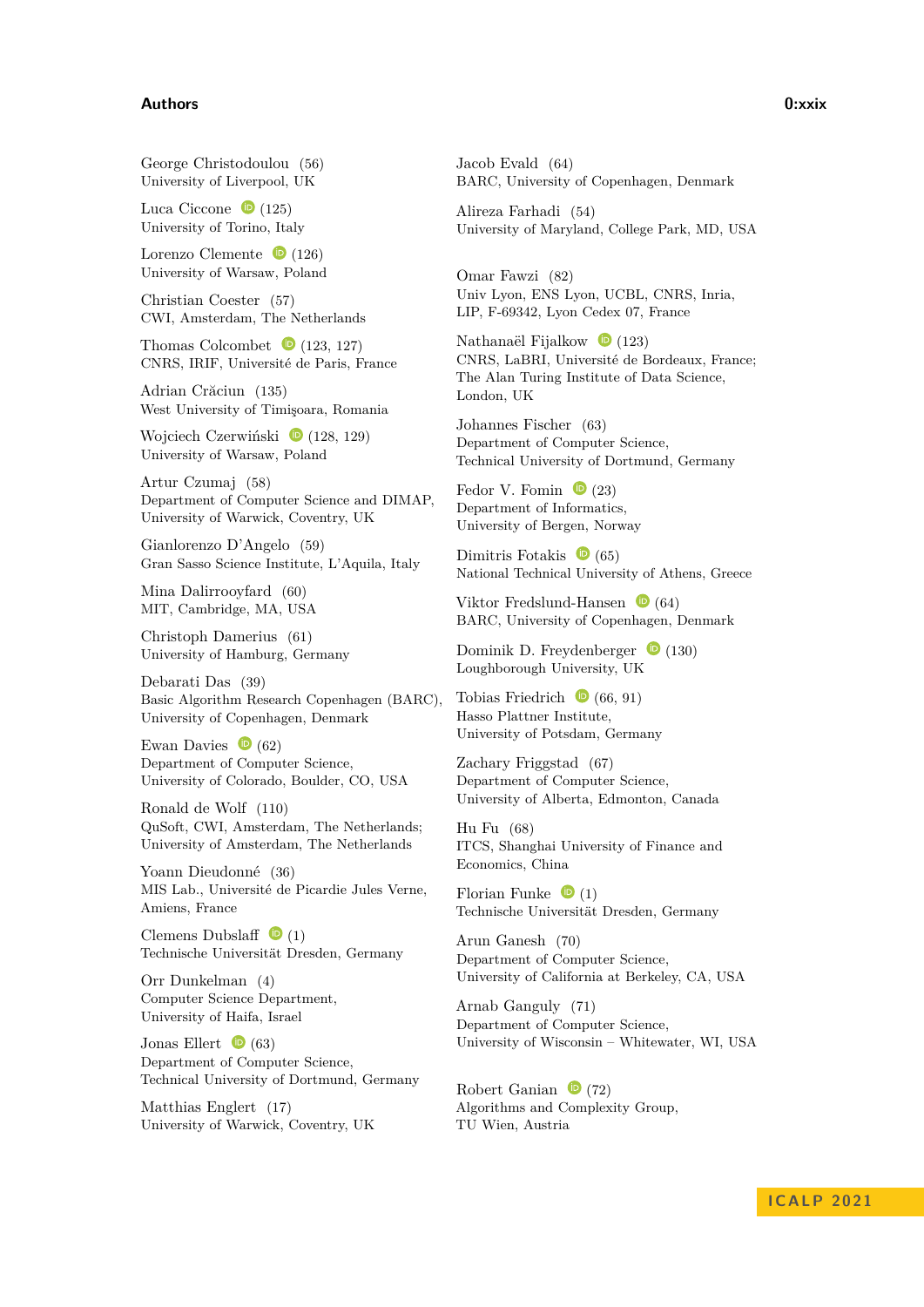George Christodoulou (56)
University of Liverpool, UK

Luca Ciccone (125)
University of Torino, Italy

Lorenzo Clemente (126)
University of Warsaw, Poland

Christian Coester (57)
CWI, Amsterdam, The Netherlands

Thomas Colcombet (123, 127)
CNRS, IRIF, Université de Paris, France

Adrian Crăciun (135)
West University of Timişoara, Romania

Wojciech Czerwiński (128, 129)
University of Warsaw, Poland

Artur Czumaj (58)
Department of Computer Science and DIMAP,
University of Warwick, Coventry, UK

Gianlorenzo D'Angelo (59)
Gran Sasso Science Institute, L'Aquila, Italy

Mina Dalirrooyfard (60)
MIT, Cambridge, MA, USA

Christoph Damerius (61)
University of Hamburg, Germany

Debarati Das (39)
Basic Algorithm Research Copenhagen (BARC),
University of Copenhagen, Denmark

Ewan Davies (62)
Department of Computer Science,
University of Colorado, Boulder, CO, USA

Ronald de Wolf (110)
QuSoft, CWI, Amsterdam, The Netherlands;
University of Amsterdam, The Netherlands

Yoann Dieudonné (36)
MIS Lab., Université de Picardie Jules Verne,
Amiens, France

Clemens Dubslaff (1)
Technische Universität Dresden, Germany

Orr Dunkelman (4)
Computer Science Department,
University of Haifa, Israel

Jonas Ellert (63)
Department of Computer Science,
Technical University of Dortmund, Germany

Matthias Englert (17)
University of Warwick, Coventry, UK

Jacob Evald (64)
BARC, University of Copenhagen, Denmark

Alireza Farhadi (54)
University of Maryland, College Park, MD, USA

Omar Fawzi (82)
Univ Lyon, ENS Lyon, UCBL, CNRS, Inria,
LIP, F-69342, Lyon Cedex 07, France

Nathanaël Fijalkow (123)
CNRS, LaBRI, Université de Bordeaux, France;
The Alan Turing Institute of Data Science,
London, UK

Johannes Fischer (63)
Department of Computer Science,
Technical University of Dortmund, Germany

Fedor V. Fomin (23)
Department of Informatics,
University of Bergen, Norway

Dimitris Fotakis (65)
National Technical University of Athens, Greece

Viktor Fredslund-Hansen (64)
BARC, University of Copenhagen, Denmark

Dominik D. Freydenberger (130)
Loughborough University, UK

Tobias Friedrich (66, 91)
Hasso Plattner Institute,
University of Potsdam, Germany

Zachary Friggstad (67)
Department of Computer Science,
University of Alberta, Edmonton, Canada

Hu Fu (68)
ITCS, Shanghai University of Finance and
Economics, China

Florian Funke (1)
Technische Universität Dresden, Germany

Arun Ganesh (70)
Department of Computer Science,
University of California at Berkeley, CA, USA

Arnab Ganguly (71)
Department of Computer Science,
University of Wisconsin – Whitewater, WI, USA

Robert Ganian (72)
Algorithms and Complexity Group,
TU Wien, Austria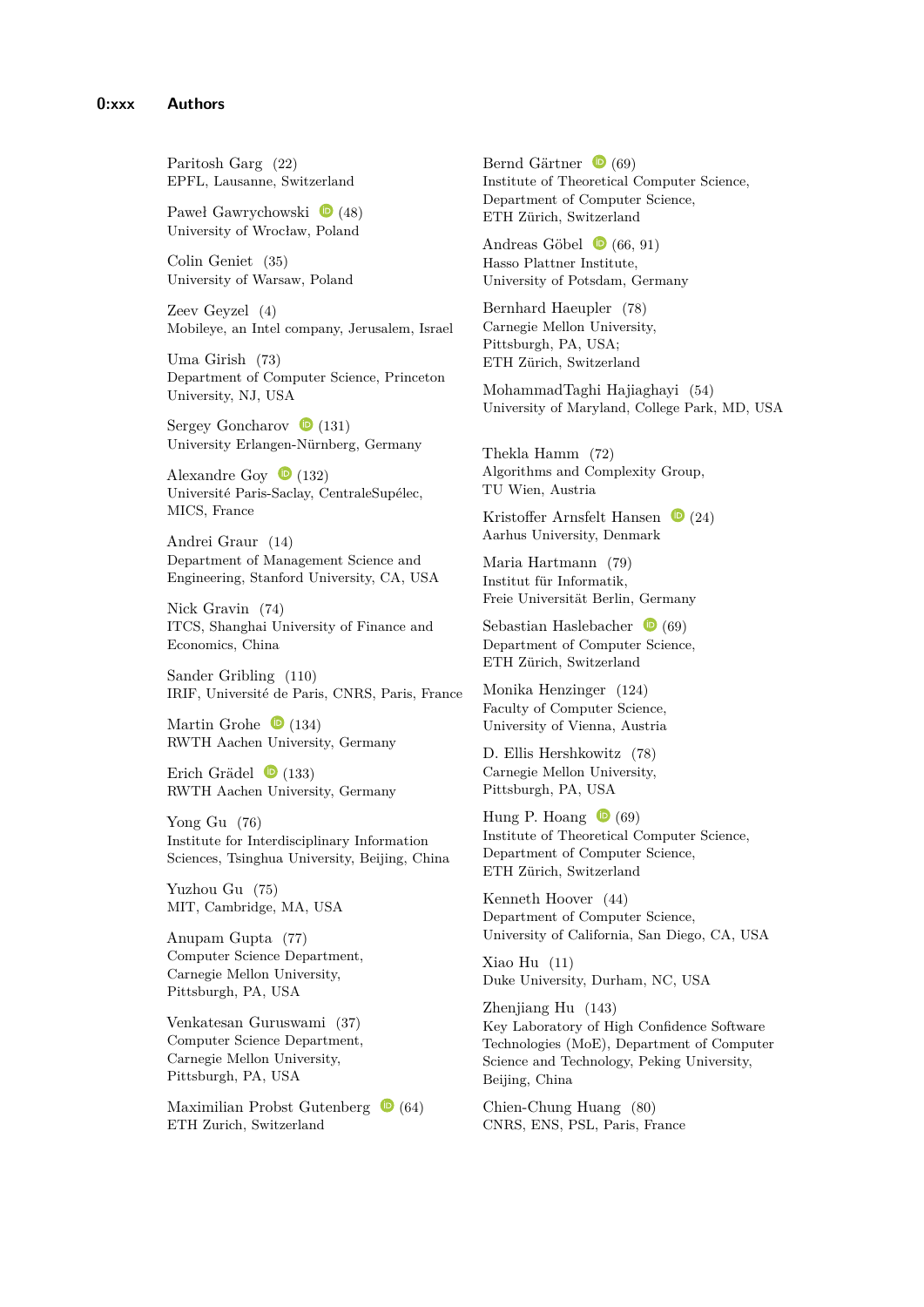Paritosh Garg (22)
EPFL, Lausanne, Switzerland

Paweł Gawrychowski (48)
University of Wrocław, Poland

Colin Geniet (35)
University of Warsaw, Poland

Zeev Geyzel (4)
Mobileye, an Intel company, Jerusalem, Israel

Uma Girish (73)
Department of Computer Science, Princeton University, NJ, USA

Sergey Goncharov (131)
University Erlangen-Nürnberg, Germany

Alexandre Goy (132)
Université Paris-Saclay, CentraleSupélec, MICS, France

Andrei Graur (14)
Department of Management Science and Engineering, Stanford University, CA, USA

Nick Gravin (74)
ITCS, Shanghai University of Finance and Economics, China

Sander Gribling (110)
IRIF, Université de Paris, CNRS, Paris, France

Martin Grohe (134)
RWTH Aachen University, Germany

Erich Grädel (133)
RWTH Aachen University, Germany

Yong Gu (76)
Institute for Interdisciplinary Information Sciences, Tsinghua University, Beijing, China

Yuzhou Gu (75)
MIT, Cambridge, MA, USA

Anupam Gupta (77)
Computer Science Department, Carnegie Mellon University, Pittsburgh, PA, USA

Venkatesan Guruswami (37)
Computer Science Department, Carnegie Mellon University, Pittsburgh, PA, USA

Maximilian Probst Gutenberg (64)
ETH Zurich, Switzerland

Bernd Gärtner (69)
Institute of Theoretical Computer Science, Department of Computer Science, ETH Zürich, Switzerland

Andreas Göbel (66, 91)
Hasso Plattner Institute, University of Potsdam, Germany

Bernhard Haeupler (78)
Carnegie Mellon University, Pittsburgh, PA, USA; ETH Zürich, Switzerland

MohammadTaghi Hajiaghayi (54)
University of Maryland, College Park, MD, USA

Thekla Hamm (72)
Algorithms and Complexity Group, TU Wien, Austria

Kristoffer Arnsfelt Hansen (24)
Aarhus University, Denmark

Maria Hartmann (79)
Institut für Informatik, Freie Universität Berlin, Germany

Sebastian Haslebacher (69)
Department of Computer Science, ETH Zürich, Switzerland

Monika Henzinger (124)
Faculty of Computer Science, University of Vienna, Austria

D. Ellis Hershkowitz (78)
Carnegie Mellon University, Pittsburgh, PA, USA

Hung P. Hoang (69)
Institute of Theoretical Computer Science, Department of Computer Science, ETH Zürich, Switzerland

Kenneth Hoover (44)
Department of Computer Science, University of California, San Diego, CA, USA

Xiao Hu (11)
Duke University, Durham, NC, USA

Zhenjiang Hu (143)
Key Laboratory of High Confidence Software Technologies (MoE), Department of Computer Science and Technology, Peking University, Beijing, China

Chien-Chung Huang (80)
CNRS, ENS, PSL, Paris, France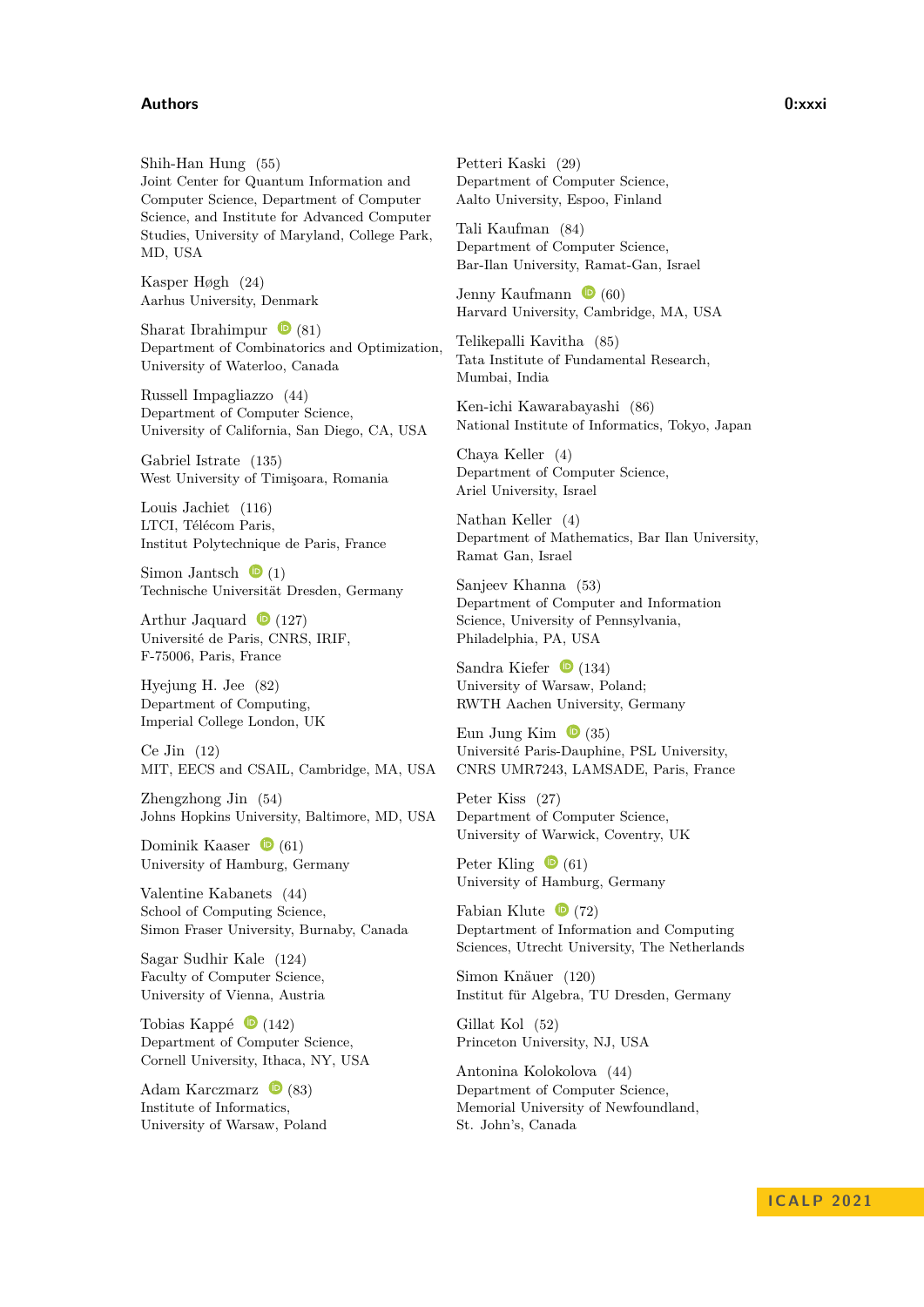Shih-Han Hung (55)
Joint Center for Quantum Information and Computer Science, Department of Computer Science, and Institute for Advanced Computer Studies, University of Maryland, College Park, MD, USA

Kasper Høgh (24)
Aarhus University, Denmark

Sharat Ibrahimpur (81)
Department of Combinatorics and Optimization, University of Waterloo, Canada

Russell Impagliazzo (44)
Department of Computer Science, University of California, San Diego, CA, USA

Gabriel Istrate (135)
West University of Timişoara, Romania

Louis Jachiet (116)
LTCI, Télécom Paris, Institut Polytechnique de Paris, France

Simon Jantsch (1)
Technische Universität Dresden, Germany

Arthur Jaquard (127)
Université de Paris, CNRS, IRIF, F-75006, Paris, France

Hyejung H. Jee (82)
Department of Computing, Imperial College London, UK

Ce Jin (12)
MIT, EECS and CSAIL, Cambridge, MA, USA

Zhengzhong Jin (54)
Johns Hopkins University, Baltimore, MD, USA

Dominik Kaaser (61)
University of Hamburg, Germany

Valentine Kabanets (44)
School of Computing Science, Simon Fraser University, Burnaby, Canada

Sagar Sudhir Kale (124)
Faculty of Computer Science, University of Vienna, Austria

Tobias Kappé (142)
Department of Computer Science, Cornell University, Ithaca, NY, USA

Adam Karczmarz (83)
Institute of Informatics, University of Warsaw, Poland

Petteri Kaski (29)
Department of Computer Science, Aalto University, Espoo, Finland

Tali Kaufman (84)
Department of Computer Science, Bar-Ilan University, Ramat-Gan, Israel

Jenny Kaufmann (60)
Harvard University, Cambridge, MA, USA

Telikepalli Kavitha (85)
Tata Institute of Fundamental Research, Mumbai, India

Ken-ichi Kawarabayashi (86)
National Institute of Informatics, Tokyo, Japan

Chaya Keller (4)
Department of Computer Science, Ariel University, Israel

Nathan Keller (4)
Department of Mathematics, Bar Ilan University, Ramat Gan, Israel

Sanjeev Khanna (53)
Department of Computer and Information Science, University of Pennsylvania, Philadelphia, PA, USA

Sandra Kiefer (134)
University of Warsaw, Poland; RWTH Aachen University, Germany

Eun Jung Kim (35)
Université Paris-Dauphine, PSL University, CNRS UMR7243, LAMSADE, Paris, France

Peter Kiss (27)
Department of Computer Science, University of Warwick, Coventry, UK

Peter Kling (61)
University of Hamburg, Germany

Fabian Klute (72)
Deptartment of Information and Computing Sciences, Utrecht University, The Netherlands

Simon Knäuer (120)
Institut für Algebra, TU Dresden, Germany

Gillat Kol (52)
Princeton University, NJ, USA

Antonina Kolokolova (44)
Department of Computer Science, Memorial University of Newfoundland, St. John's, Canada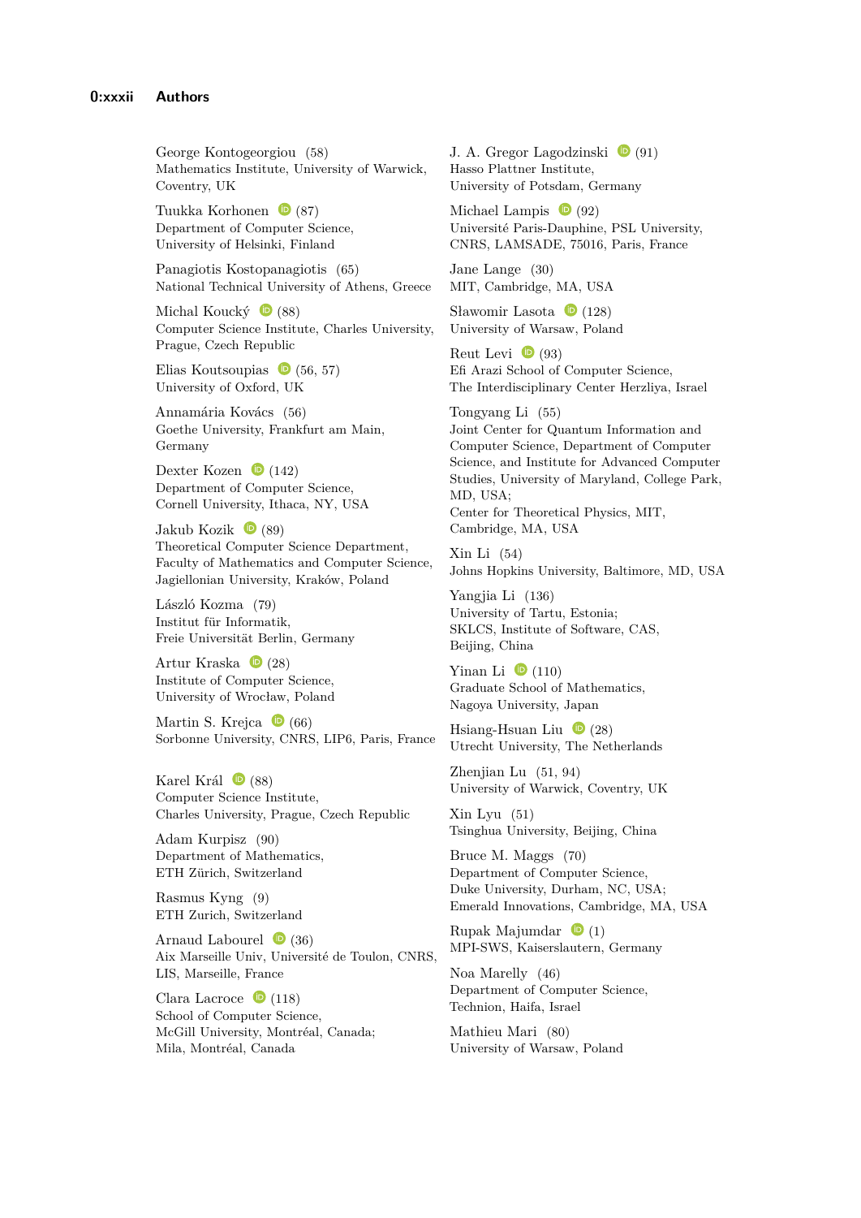George Kontogeorgiou (58)
Mathematics Institute, University of Warwick, Coventry, UK

Tuukka Korhonen (87)
Department of Computer Science, University of Helsinki, Finland

Panagiotis Kostopanagiotis (65)
National Technical University of Athens, Greece

Michal Koucký (88)
Computer Science Institute, Charles University, Prague, Czech Republic

Elias Koutsoupias (56, 57)
University of Oxford, UK

Annamária Kovács (56)
Goethe University, Frankfurt am Main, Germany

Dexter Kozen (142)
Department of Computer Science, Cornell University, Ithaca, NY, USA

Jakub Kozik (89)
Theoretical Computer Science Department, Faculty of Mathematics and Computer Science, Jagiellonian University, Kraków, Poland

László Kozma (79)
Institut für Informatik, Freie Universität Berlin, Germany

Artur Kraska (28)
Institute of Computer Science, University of Wrocław, Poland

Martin S. Krejca (66)
Sorbonne University, CNRS, LIP6, Paris, France

Karel Král (88)
Computer Science Institute, Charles University, Prague, Czech Republic

Adam Kurpisz (90)
Department of Mathematics, ETH Zürich, Switzerland

Rasmus Kyng (9)
ETH Zurich, Switzerland

Arnaud Labourel (36)
Aix Marseille Univ, Université de Toulon, CNRS, LIS, Marseille, France

Clara Lacroce (118)
School of Computer Science, McGill University, Montréal, Canada; Mila, Montréal, Canada

J. A. Gregor Lagodzinski (91)
Hasso Plattner Institute, University of Potsdam, Germany

Michael Lampis (92)
Université Paris-Dauphine, PSL University, CNRS, LAMSADE, 75016, Paris, France

Jane Lange (30)
MIT, Cambridge, MA, USA

Sławomir Lasota (128)
University of Warsaw, Poland

Reut Levi (93)
Efi Arazi School of Computer Science, The Interdisciplinary Center Herzliya, Israel

Tongyang Li (55)
Joint Center for Quantum Information and Computer Science, Department of Computer Science, and Institute for Advanced Computer Studies, University of Maryland, College Park, MD, USA;
Center for Theoretical Physics, MIT, Cambridge, MA, USA

Xin Li (54)
Johns Hopkins University, Baltimore, MD, USA

Yangjia Li (136)
University of Tartu, Estonia;
SKLCS, Institute of Software, CAS, Beijing, China

Yinan Li (110)
Graduate School of Mathematics, Nagoya University, Japan

Hsiang-Hsuan Liu (28)
Utrecht University, The Netherlands

Zhenjian Lu (51, 94)
University of Warwick, Coventry, UK

Xin Lyu (51)
Tsinghua University, Beijing, China

Bruce M. Maggs (70)
Department of Computer Science, Duke University, Durham, NC, USA;
Emerald Innovations, Cambridge, MA, USA

Rupak Majumdar (1)
MPI-SWS, Kaiserslautern, Germany

Noa Marelly (46)
Department of Computer Science, Technion, Haifa, Israel

Mathieu Mari (80)
University of Warsaw, Poland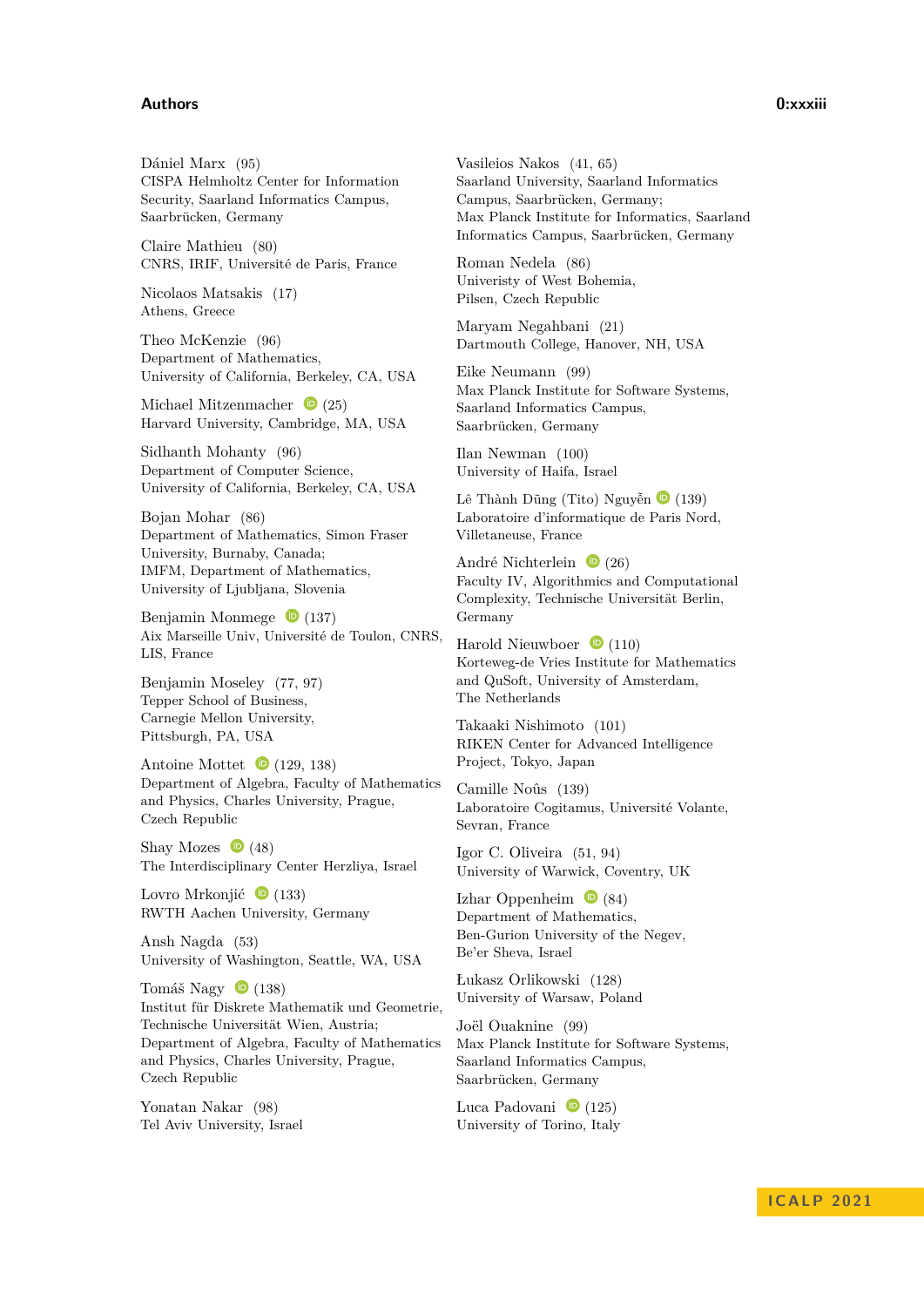Dániel Marx (95)
CISPA Helmholtz Center for Information Security, Saarland Informatics Campus, Saarbrücken, Germany

Claire Mathieu (80)
CNRS, IRIF, Université de Paris, France

Nicolaos Matsakis (17)
Athens, Greece

Theo McKenzie (96)
Department of Mathematics, University of California, Berkeley, CA, USA

Michael Mitzenmacher (25)
Harvard University, Cambridge, MA, USA

Sidhanth Mohanty (96)
Department of Computer Science, University of California, Berkeley, CA, USA

Bojan Mohar (86)
Department of Mathematics, Simon Fraser University, Burnaby, Canada;
IMFM, Department of Mathematics, University of Ljubljana, Slovenia

Benjamin Monmege (137)
Aix Marseille Univ, Université de Toulon, CNRS, LIS, France

Benjamin Moseley (77, 97)
Tepper School of Business, Carnegie Mellon University, Pittsburgh, PA, USA

Antoine Mottet (129, 138)
Department of Algebra, Faculty of Mathematics and Physics, Charles University, Prague, Czech Republic

Shay Mozes (48)
The Interdisciplinary Center Herzliya, Israel

Lovro Mrkonjić (133)
RWTH Aachen University, Germany

Ansh Nagda (53)
University of Washington, Seattle, WA, USA

Tomáš Nagy (138)
Institut für Diskrete Mathematik und Geometrie, Technische Universität Wien, Austria;
Department of Algebra, Faculty of Mathematics and Physics, Charles University, Prague, Czech Republic

Yonatan Nakar (98)
Tel Aviv University, Israel

Vasileios Nakos (41, 65)
Saarland University, Saarland Informatics Campus, Saarbrücken, Germany;
Max Planck Institute for Informatics, Saarland Informatics Campus, Saarbrücken, Germany

Roman Nedela (86)
Univeristy of West Bohemia, Pilsen, Czech Republic

Maryam Negahbani (21)
Dartmouth College, Hanover, NH, USA

Eike Neumann (99)
Max Planck Institute for Software Systems, Saarland Informatics Campus, Saarbrücken, Germany

Ilan Newman (100)
University of Haifa, Israel

Lê Thành Dũng (Tito) Nguyễn (139)
Laboratoire d'informatique de Paris Nord, Villetaneuse, France

André Nichterlein (26)
Faculty IV, Algorithmics and Computational Complexity, Technische Universität Berlin, Germany

Harold Nieuwboer (110)
Korteweg-de Vries Institute for Mathematics and QuSoft, University of Amsterdam, The Netherlands

Takaaki Nishimoto (101)
RIKEN Center for Advanced Intelligence Project, Tokyo, Japan

Camille Noûs (139)
Laboratoire Cogitamus, Université Volante, Sevran, France

Igor C. Oliveira (51, 94)
University of Warwick, Coventry, UK

Izhar Oppenheim (84)
Department of Mathematics, Ben-Gurion University of the Negev, Be'er Sheva, Israel

Łukasz Orlikowski (128)
University of Warsaw, Poland

Joël Ouaknine (99)
Max Planck Institute for Software Systems, Saarland Informatics Campus, Saarbrücken, Germany

Luca Padovani (125)
University of Torino, Italy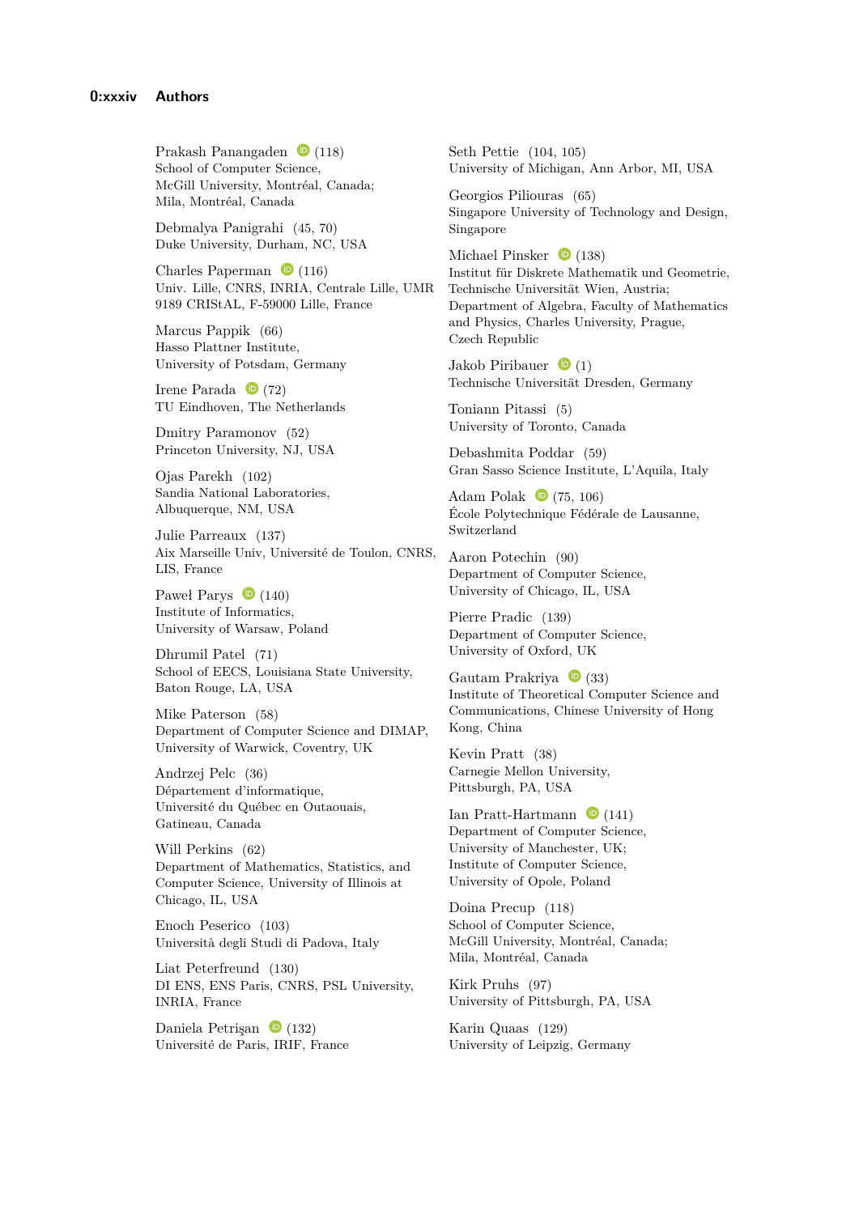Prakash Panangaden (118)
School of Computer Science,
McGill University, Montréal, Canada;
Mila, Montréal, Canada

Debmalya Panigrahi (45, 70)
Duke University, Durham, NC, USA

Charles Paperman (116)
Univ. Lille, CNRS, INRIA, Centrale Lille, UMR 9189 CRIStAL, F-59000 Lille, France

Marcus Pappik (66)
Hasso Plattner Institute,
University of Potsdam, Germany

Irene Parada (72)
TU Eindhoven, The Netherlands

Dmitry Paramonov (52)
Princeton University, NJ, USA

Ojas Parekh (102)
Sandia National Laboratories,
Albuquerque, NM, USA

Julie Parreaux (137)
Aix Marseille Univ, Université de Toulon, CNRS, LIS, France

Paweł Parys (140)
Institute of Informatics,
University of Warsaw, Poland

Dhrumil Patel (71)
School of EECS, Louisiana State University,
Baton Rouge, LA, USA

Mike Paterson (58)
Department of Computer Science and DIMAP,
University of Warwick, Coventry, UK

Andrzej Pelc (36)
Département d'informatique,
Université du Québec en Outaouais,
Gatineau, Canada

Will Perkins (62)
Department of Mathematics, Statistics, and Computer Science, University of Illinois at Chicago, IL, USA

Enoch Peserico (103)
Università degli Studi di Padova, Italy

Liat Peterfreund (130)
DI ENS, ENS Paris, CNRS, PSL University, INRIA, France

Daniela Petrişan (132)
Université de Paris, IRIF, France

Seth Pettie (104, 105)
University of Michigan, Ann Arbor, MI, USA

Georgios Piliouras (65)
Singapore University of Technology and Design,
Singapore

Michael Pinsker (138)
Institut für Diskrete Mathematik und Geometrie,
Technische Universität Wien, Austria;
Department of Algebra, Faculty of Mathematics and Physics, Charles University, Prague,
Czech Republic

Jakob Piribauer (1)
Technische Universität Dresden, Germany

Toniann Pitassi (5)
University of Toronto, Canada

Debashmita Poddar (59)
Gran Sasso Science Institute, L'Aquila, Italy

Adam Polak (75, 106)
École Polytechnique Fédérale de Lausanne,
Switzerland

Aaron Potechin (90)
Department of Computer Science,
University of Chicago, IL, USA

Pierre Pradic (139)
Department of Computer Science,
University of Oxford, UK

Gautam Prakriya (33)
Institute of Theoretical Computer Science and Communications, Chinese University of Hong Kong, China

Kevin Pratt (38)
Carnegie Mellon University,
Pittsburgh, PA, USA

Ian Pratt-Hartmann (141)
Department of Computer Science,
University of Manchester, UK;
Institute of Computer Science,
University of Opole, Poland

Doina Precup (118)
School of Computer Science,
McGill University, Montréal, Canada;
Mila, Montréal, Canada

Kirk Pruhs (97)
University of Pittsburgh, PA, USA

Karin Quaas (129)
University of Leipzig, Germany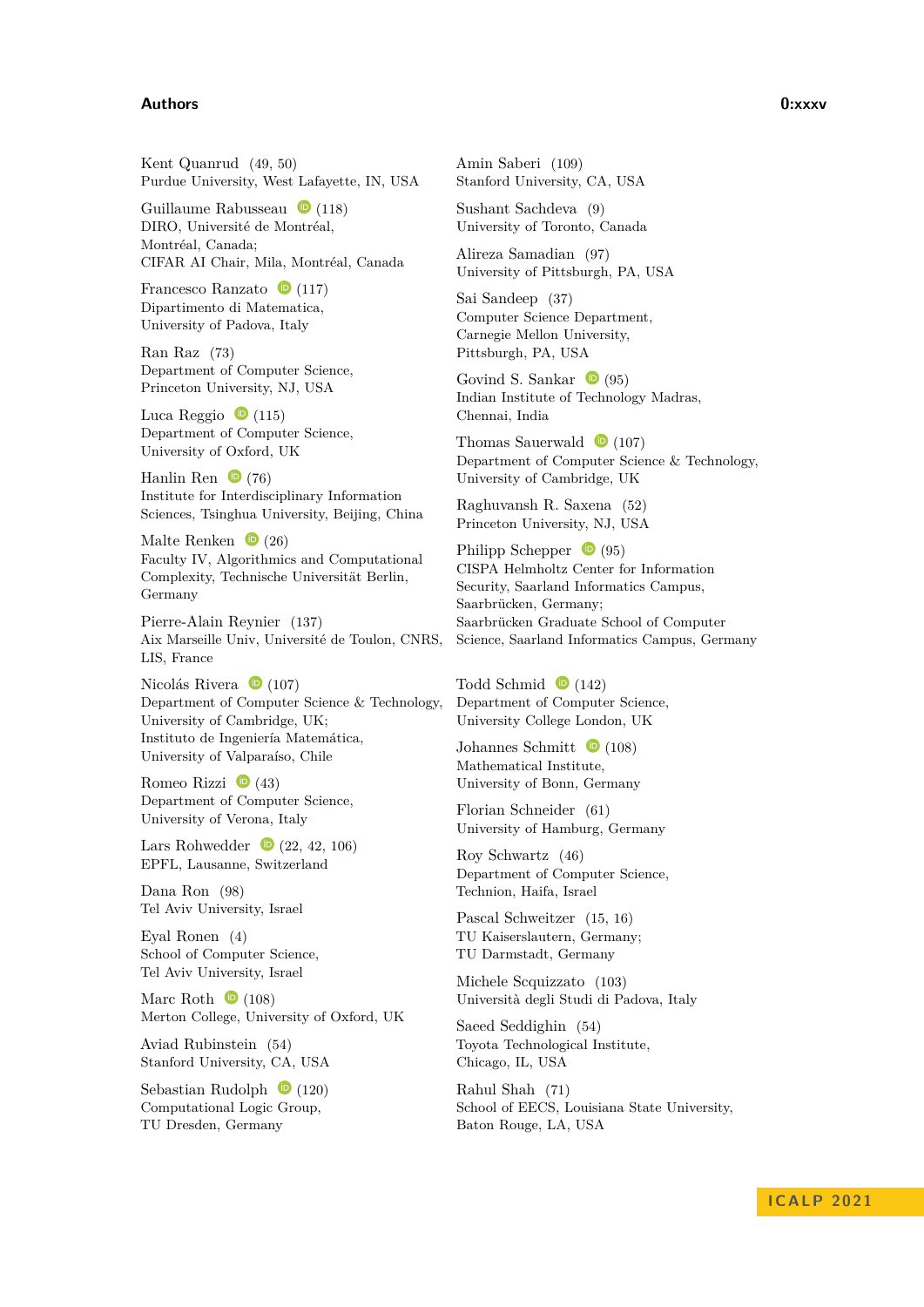Kent Quanrud (49, 50)
Purdue University, West Lafayette, IN, USA

Guillaume Rabusseau (118)
DIRO, Université de Montréal,
Montréal, Canada;
CIFAR AI Chair, Mila, Montréal, Canada

Francesco Ranzato (117)
Dipartimento di Matematica,
University of Padova, Italy

Ran Raz (73)
Department of Computer Science,
Princeton University, NJ, USA

Luca Reggio (115)
Department of Computer Science,
University of Oxford, UK

Hanlin Ren (76)
Institute for Interdisciplinary Information
Sciences, Tsinghua University, Beijing, China

Malte Renken (26)
Faculty IV, Algorithmics and Computational
Complexity, Technische Universität Berlin,
Germany

Pierre-Alain Reynier (137)
Aix Marseille Univ, Université de Toulon, CNRS,
LIS, France

Nicolás Rivera (107)
Department of Computer Science & Technology,
University of Cambridge, UK;
Instituto de Ingeniería Matemática,
University of Valparaíso, Chile

Romeo Rizzi (43)
Department of Computer Science,
University of Verona, Italy

Lars Rohwedder (22, 42, 106)
EPFL, Lausanne, Switzerland

Dana Ron (98)
Tel Aviv University, Israel

Eyal Ronen (4)
School of Computer Science,
Tel Aviv University, Israel

Marc Roth (108)
Merton College, University of Oxford, UK

Aviad Rubinstein (54)
Stanford University, CA, USA

Sebastian Rudolph (120)
Computational Logic Group,
TU Dresden, Germany

Amin Saberi (109)
Stanford University, CA, USA

Sushant Sachdeva (9)
University of Toronto, Canada

Alireza Samadian (97)
University of Pittsburgh, PA, USA

Sai Sandeep (37)
Computer Science Department,
Carnegie Mellon University,
Pittsburgh, PA, USA

Govind S. Sankar (95)
Indian Institute of Technology Madras,
Chennai, India

Thomas Sauerwald (107)
Department of Computer Science & Technology,
University of Cambridge, UK

Raghuvansh R. Saxena (52)
Princeton University, NJ, USA

Philipp Schepper (95)
CISPA Helmholtz Center for Information
Security, Saarland Informatics Campus,
Saarbrücken, Germany;
Saarbrücken Graduate School of Computer
Science, Saarland Informatics Campus, Germany

Todd Schmid (142)
Department of Computer Science,
University College London, UK

Johannes Schmitt (108)
Mathematical Institute,
University of Bonn, Germany

Florian Schneider (61)
University of Hamburg, Germany

Roy Schwartz (46)
Department of Computer Science,
Technion, Haifa, Israel

Pascal Schweitzer (15, 16)
TU Kaiserslautern, Germany;
TU Darmstadt, Germany

Michele Scquizzato (103)
Università degli Studi di Padova, Italy

Saeed Seddighin (54)
Toyota Technological Institute,
Chicago, IL, USA

Rahul Shah (71)
School of EECS, Louisiana State University,
Baton Rouge, LA, USA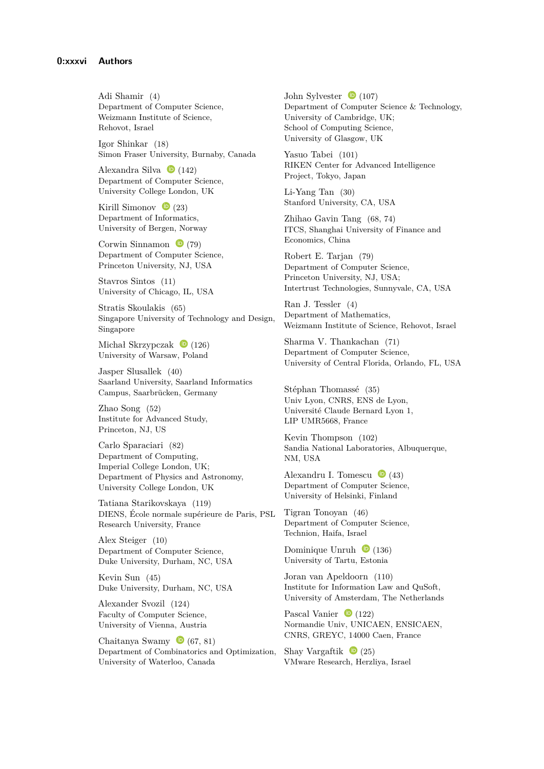Adi Shamir (4)
Department of Computer Science,
Weizmann Institute of Science,
Rehovot, Israel

Igor Shinkar (18)
Simon Fraser University, Burnaby, Canada

Alexandra Silva (142)
Department of Computer Science,
University College London, UK

Kirill Simonov (23)
Department of Informatics,
University of Bergen, Norway

Corwin Sinnamon (79)
Department of Computer Science,
Princeton University, NJ, USA

Stavros Sintos (11)
University of Chicago, IL, USA

Stratis Skoulakis (65)
Singapore University of Technology and Design,
Singapore

Michał Skrzypczak (126)
University of Warsaw, Poland

Jasper Slusallek (40)
Saarland University, Saarland Informatics
Campus, Saarbrücken, Germany

Zhao Song (52)
Institute for Advanced Study,
Princeton, NJ, US

Carlo Sparaciari (82)
Department of Computing,
Imperial College London, UK;
Department of Physics and Astronomy,
University College London, UK

Tatiana Starikovskaya (119)
DIENS, École normale supérieure de Paris, PSL
Research University, France

Alex Steiger (10)
Department of Computer Science,
Duke University, Durham, NC, USA

Kevin Sun (45)
Duke University, Durham, NC, USA

Alexander Svozil (124)
Faculty of Computer Science,
University of Vienna, Austria

Chaitanya Swamy (67, 81)
Department of Combinatorics and Optimization,
University of Waterloo, Canada

John Sylvester (107)
Department of Computer Science & Technology,
University of Cambridge, UK;
School of Computing Science,
University of Glasgow, UK

Yasuo Tabei (101)
RIKEN Center for Advanced Intelligence
Project, Tokyo, Japan

Li-Yang Tan (30)
Stanford University, CA, USA

Zhihao Gavin Tang (68, 74)
ITCS, Shanghai University of Finance and
Economics, China

Robert E. Tarjan (79)
Department of Computer Science,
Princeton University, NJ, USA;
Intertrust Technologies, Sunnyvale, CA, USA

Ran J. Tessler (4)
Department of Mathematics,
Weizmann Institute of Science, Rehovot, Israel

Sharma V. Thankachan (71)
Department of Computer Science,
University of Central Florida, Orlando, FL, USA

Stéphan Thomassé (35)
Univ Lyon, CNRS, ENS de Lyon,
Université Claude Bernard Lyon 1,
LIP UMR5668, France

Kevin Thompson (102)
Sandia National Laboratories, Albuquerque,
NM, USA

Alexandru I. Tomescu (43)
Department of Computer Science,
University of Helsinki, Finland

Tigran Tonoyan (46)
Department of Computer Science,
Technion, Haifa, Israel

Dominique Unruh (136)
University of Tartu, Estonia

Joran van Apeldoorn (110)
Institute for Information Law and QuSoft,
University of Amsterdam, The Netherlands

Pascal Vanier (122)
Normandie Univ, UNICAEN, ENSICAEN,
CNRS, GREYC, 14000 Caen, France

Shay Vargaftik (25)
VMware Research, Herzliya, Israel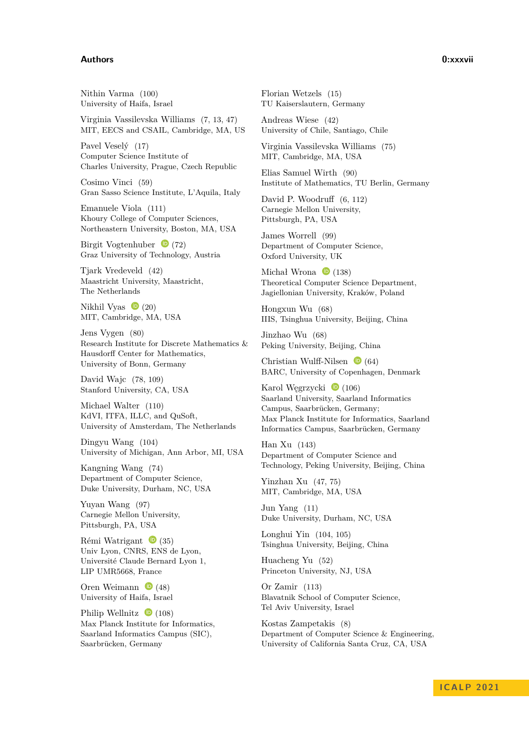Nithin Varma (100)
University of Haifa, Israel

Virginia Vassilevska Williams (7, 13, 47)
MIT, EECS and CSAIL, Cambridge, MA, US

Pavel Veselý (17)
Computer Science Institute of
Charles University, Prague, Czech Republic

Cosimo Vinci (59)
Gran Sasso Science Institute, L'Aquila, Italy

Emanuele Viola (111)
Khoury College of Computer Sciences,
Northeastern University, Boston, MA, USA

Birgit Vogtenhuber (72)
Graz University of Technology, Austria

Tjark Vredeveld (42)
Maastricht University, Maastricht,
The Netherlands

Nikhil Vyas (20)
MIT, Cambridge, MA, USA

Jens Vygen (80)
Research Institute for Discrete Mathematics &
Hausdorff Center for Mathematics,
University of Bonn, Germany

David Wajc (78, 109)
Stanford University, CA, USA

Michael Walter (110)
KdVI, ITFA, ILLC, and QuSoft,
University of Amsterdam, The Netherlands

Dingyu Wang (104)
University of Michigan, Ann Arbor, MI, USA

Kangning Wang (74)
Department of Computer Science,
Duke University, Durham, NC, USA

Yuyan Wang (97)
Carnegie Mellon University,
Pittsburgh, PA, USA

Rémi Watrigant (35)
Univ Lyon, CNRS, ENS de Lyon,
Université Claude Bernard Lyon 1,
LIP UMR5668, France

Oren Weimann (48)
University of Haifa, Israel

Philip Wellnitz (108)
Max Planck Institute for Informatics,
Saarland Informatics Campus (SIC),
Saarbrücken, Germany

Florian Wetzels (15)
TU Kaiserslautern, Germany

Andreas Wiese (42)
University of Chile, Santiago, Chile

Virginia Vassilevska Williams (75)
MIT, Cambridge, MA, USA

Elias Samuel Wirth (90)
Institute of Mathematics, TU Berlin, Germany

David P. Woodruff (6, 112)
Carnegie Mellon University,
Pittsburgh, PA, USA

James Worrell (99)
Department of Computer Science,
Oxford University, UK

Michał Wrona (138)
Theoretical Computer Science Department,
Jagiellonian University, Kraków, Poland

Hongxun Wu (68)
IIIS, Tsinghua University, Beijing, China

Jinzhao Wu (68)
Peking University, Beijing, China

Christian Wulff-Nilsen (64)
BARC, University of Copenhagen, Denmark

Karol Węgrzycki (106)
Saarland University, Saarland Informatics
Campus, Saarbrücken, Germany;
Max Planck Institute for Informatics, Saarland
Informatics Campus, Saarbrücken, Germany

Han Xu (143)
Department of Computer Science and
Technology, Peking University, Beijing, China

Yinzhan Xu (47, 75)
MIT, Cambridge, MA, USA

Jun Yang (11)
Duke University, Durham, NC, USA

Longhui Yin (104, 105)
Tsinghua University, Beijing, China

Huacheng Yu (52)
Princeton University, NJ, USA

Or Zamir (113)
Blavatnik School of Computer Science,
Tel Aviv University, Israel

Kostas Zampetakis (8)
Department of Computer Science & Engineering,
University of California Santa Cruz, CA, USA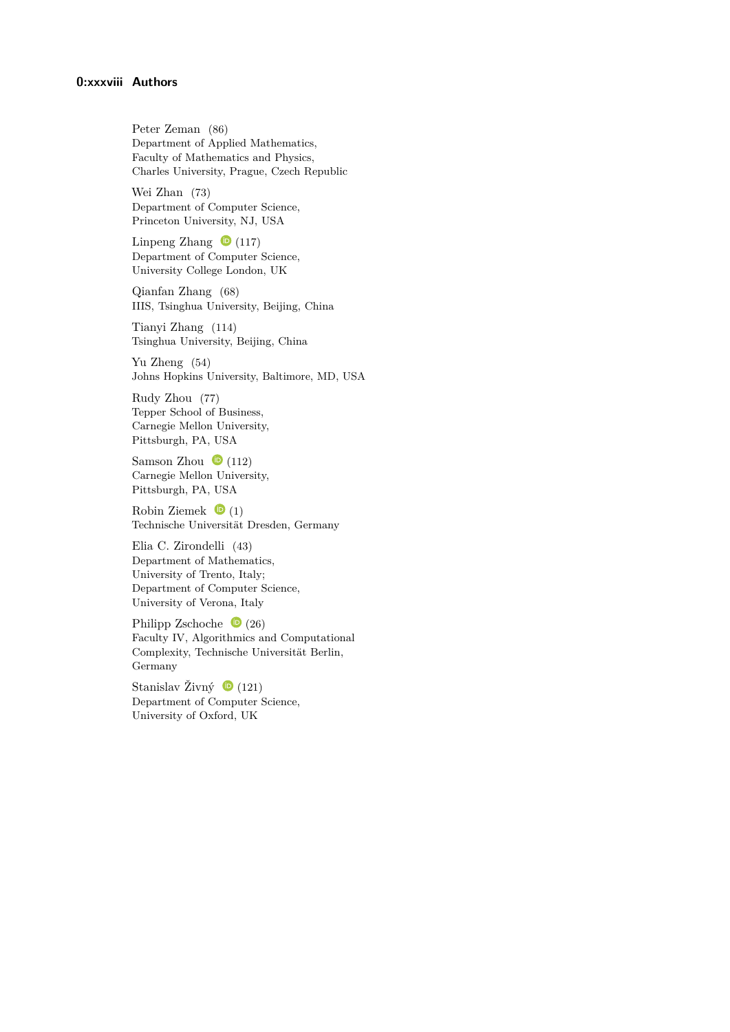Peter Zeman (86)
Department of Applied Mathematics,
Faculty of Mathematics and Physics,
Charles University, Prague, Czech Republic

Wei Zhan (73)
Department of Computer Science,
Princeton University, NJ, USA

Linpeng Zhang (117)
Department of Computer Science,
University College London, UK

Qianfan Zhang (68)
IIIS, Tsinghua University, Beijing, China

Tianyi Zhang (114)
Tsinghua University, Beijing, China

Yu Zheng (54)
Johns Hopkins University, Baltimore, MD, USA

Rudy Zhou (77)
Tepper School of Business,
Carnegie Mellon University,
Pittsburgh, PA, USA

Samson Zhou (112)
Carnegie Mellon University,
Pittsburgh, PA, USA

Robin Ziemek (1)
Technische Universität Dresden, Germany

Elia C. Zirondelli (43)
Department of Mathematics,
University of Trento, Italy;
Department of Computer Science,
University of Verona, Italy

Philipp Zschoche (26)
Faculty IV, Algorithmics and Computational
Complexity, Technische Universität Berlin,
Germany

Stanislav Živný (121)
Department of Computer Science,
University of Oxford, UK